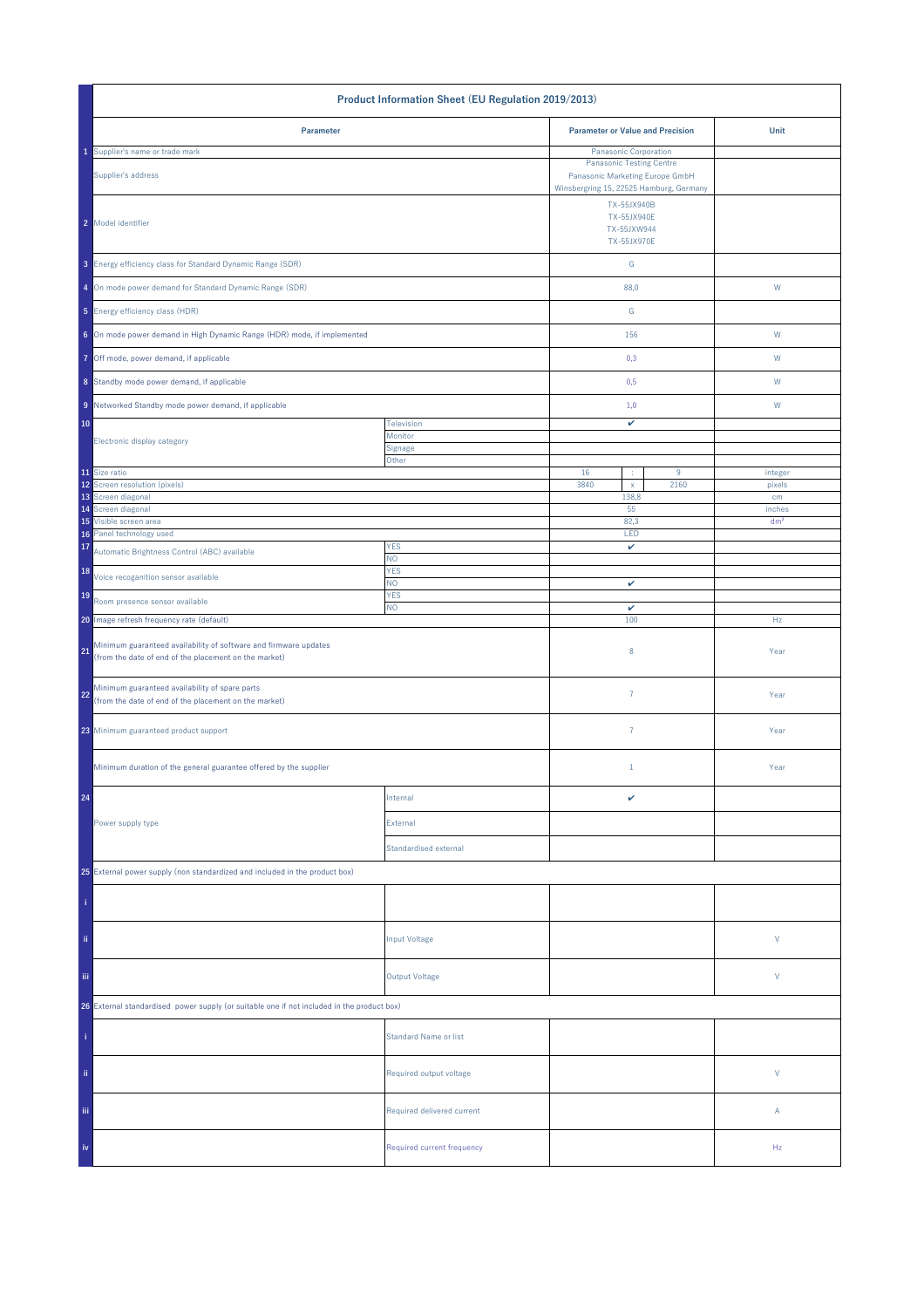| | Product Information Sheet (EU Regulation 2019/2013) | | | | | |
|---|---|---|---|---|---|---|
| | **Parameter** | | **Parameter or Value and Precision** | | | **Unit** |
| 1 | Supplier's name or trade mark | | Panasonic Corporation | | | |
| | Supplier's address | | Panasonic Testing Centre<br>Panasonic Marketing Europe GmbH<br>Winsbergring 15, 22525 Hamburg, Germany | | | |
| 2 | Model identifier | | TX-55JX940B<br>TX-55JX940E<br>TX-55JXW944<br>TX-55JX970E | | | |
| 3 | Energy efficiency class for Standard Dynamic Range (SDR) | | G | | | |
| 4 | On mode power demand for Standard Dynamic Range (SDR) | | 88,0 | | | W |
| 5 | Energy efficiency class (HDR) | | G | | | |
| 6 | On mode power demand in High Dynamic Range (HDR) mode, if implemented | | 156 | | | W |
| 7 | Off mode, power demand, if applicable | | 0,3 | | | W |
| 8 | Standby mode power demand, if applicable | | 0,5 | | | W |
| 9 | Networked Standby mode power demand, if applicable | | 1,0 | | | W |
| 10 | Electronic display category | Television | ✔ | | | |
| | | Monitor | | | | |
| | | Signage | | | | |
| | | Other | | | | |
| 11 | Size ratio | | 16 | : | 9 | integer |
| 12 | Screen resolution (pixels) | | 3840 | x | 2160 | pixels |
| 13 | Screen diagonal | | 138,8 | | | cm |
| 14 | Screen diagonal | | 55 | | | inches |
| 15 | Visible screen area | | 82,3 | | | dm² |
| 16 | Panel technology used | | LED | | | |
| 17 | Automatic Brightness Control (ABC) available | YES | ✔ | | | |
| | | NO | | | | |
| 18 | Voice recoganition sensor available | YES | | | | |
| | | NO | ✔ | | | |
| 19 | Room presence sensor available | YES | | | | |
| | | NO | ✔ | | | |
| 20 | Image refresh frequency rate (default) | | 100 | | | Hz |
| 21 | Minimum guaranteed availability of software and firmware updates (from the date of end of the placement on the market) | | 8 | | | Year |
| 22 | Minimum guaranteed availability of spare parts (from the date of end of the placement on the market) | | 7 | | | Year |
| 23 | Minimum guaranteed product support | | 7 | | | Year |
| | Minimum duration of the general guarantee offered by the supplier | | 1 | | | Year |
| 24 | Power supply type | Internal | ✔ | | | |
| | | External | | | | |
| | | Standardised external | | | | |
| 25 | External power supply (non standardized and included in the product box) | | | | | |
| i | | | | | | |
| ii | | Input Voltage | | | | V |
| iii | | Output Voltage | | | | V |
| 26 | External standardised power supply (or suitable one if not included in the product box) | | | | | |
| i | | Standard Name or list | | | | |
| ii | | Required output voltage | | | | V |
| iii | | Required delivered current | | | | A |
| iv | | Required current frequency | | | | Hz |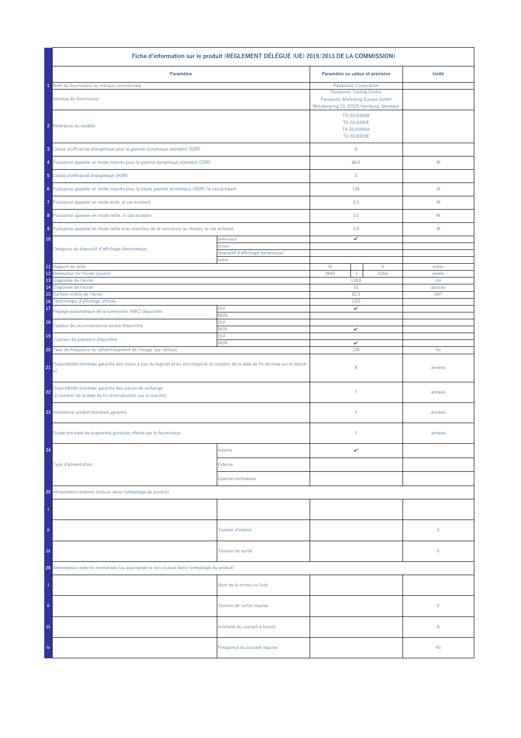# Fiche d'information sur le produit (RÈGLEMENT DÉLÉGUÉ (UE) 2019/2013 DE LA COMMISSION)

| | Paramètre | | Paramètre ou valeur et précision | | | Unité |
|---|---|---|---|---|---|---|
| 1 | Nom du fournisseur ou marque commerciale | | Panasonic Corporation | | | |
| | Adresse du fournisseur | | Panasonic Testing Centre<br>Panasonic Marketing Europe GmbH<br>Winsbergring 15, 22525 Hamburg, Germany | | | |
| 2 | Référence du modèle | | TX-55JX940B<br>TX-55JX940E<br>TX-55JXW944<br>TX-55JX970E | | | |
| 3 | Classe d'efficacité énergétique pour la gamme dynamique standard (SDR) | | G | | | |
| 4 | Puissance appelée en mode marche pour la gamme dynamique standard (SDR) | | 88,0 | | | W |
| 5 | Classe d'efficacité énergétique (HDR) | | G | | | |
| 6 | Puissance appelée en mode marche pour la haute gamme dynamique (HDR), le cas échéant | | 156 | | | W |
| 7 | Puissance appelée en mode arrêt, le cas échéant | | 0,3 | | | W |
| 8 | Puissance appelée en mode veille, le cas échéant | | 0,5 | | | W |
| 9 | Puissance appelée en mode veille avec maintien de la connexion au réseau, le cas échéant | | 1,0 | | | W |
| 10 | Catégorie de dispositif d'affichage électronique | téléviseur | ✔ | | | |
| | | écran | | | | |
| | | dispositif d'affichage dynamique/ | | | | |
| | | autre | | | | |
| 11 | Rapport de taille | | 16 | : | 9 | entier |
| 12 | Résolution de l'écran (pixels) | | 3840 | x | 2160 | pixels |
| 13 | Diagonale de l'écran | | 138,8 | | | cm |
| 14 | Diagonale de l'écran | | 55 | | | pouces |
| 15 | Surface visible de l'écran | | 82,3 | | | dm² |
| 16 | Technologie d'affichage utilisée | | LED | | | |
| 17 | Réglage automatique de la luminosité (ABC) disponible | OUI | ✔ | | | |
| | | NON | | | | |
| 18 | Capteur de reconnaissance vocale disponible | OUI | | | | |
| | | NON | ✔ | | | |
| 19 | Capteur de présence disponible | OUI | | | | |
| | | NON | ✔ | | | |
| 20 | Taux de fréquence de rafraîchissement de l'image (par défaut) | | 100 | | | Hz |
| 21 | Disponibilité minimale garantie des mises à jour du logiciel et du micrologiciel (à compter de la date de fin de mise sur le marché) | | 8 | | | années |
| 22 | Disponibilité minimale garantie des pièces de rechange (à compter de la date de fin d'introduction sur le marché) | | 7 | | | années |
| 23 | Assistance produit minimale garantie | | 7 | | | années |
| | Durée mininale de la garantie générale offerte par le fournisseur | | 1 | | | années |
| 24 | Type d'alimentation: | Interne | ✔ | | | |
| | | Externe | | | | |
| | | Externe normalisée | | | | |
| 25 | Alimentation externe (incluse dans l'emballage du produit) | | | | | |
| i | | | | | | |
| ii | | Tension d'entrée | | | | V |
| iii | | Tension de sortie | | | | V |
| 26 | Alimentation externe normalisée (ou appropriée si non incluse dans l'emballage du produit) | | | | | |
| i | | Nom de la norme ou liste | | | | |
| ii | | Tension de sortie requise | | | | V |
| iii | | Intensité du courant à fournir | | | | A |
| iv | | Fréquence du courant requise | | | | Hz |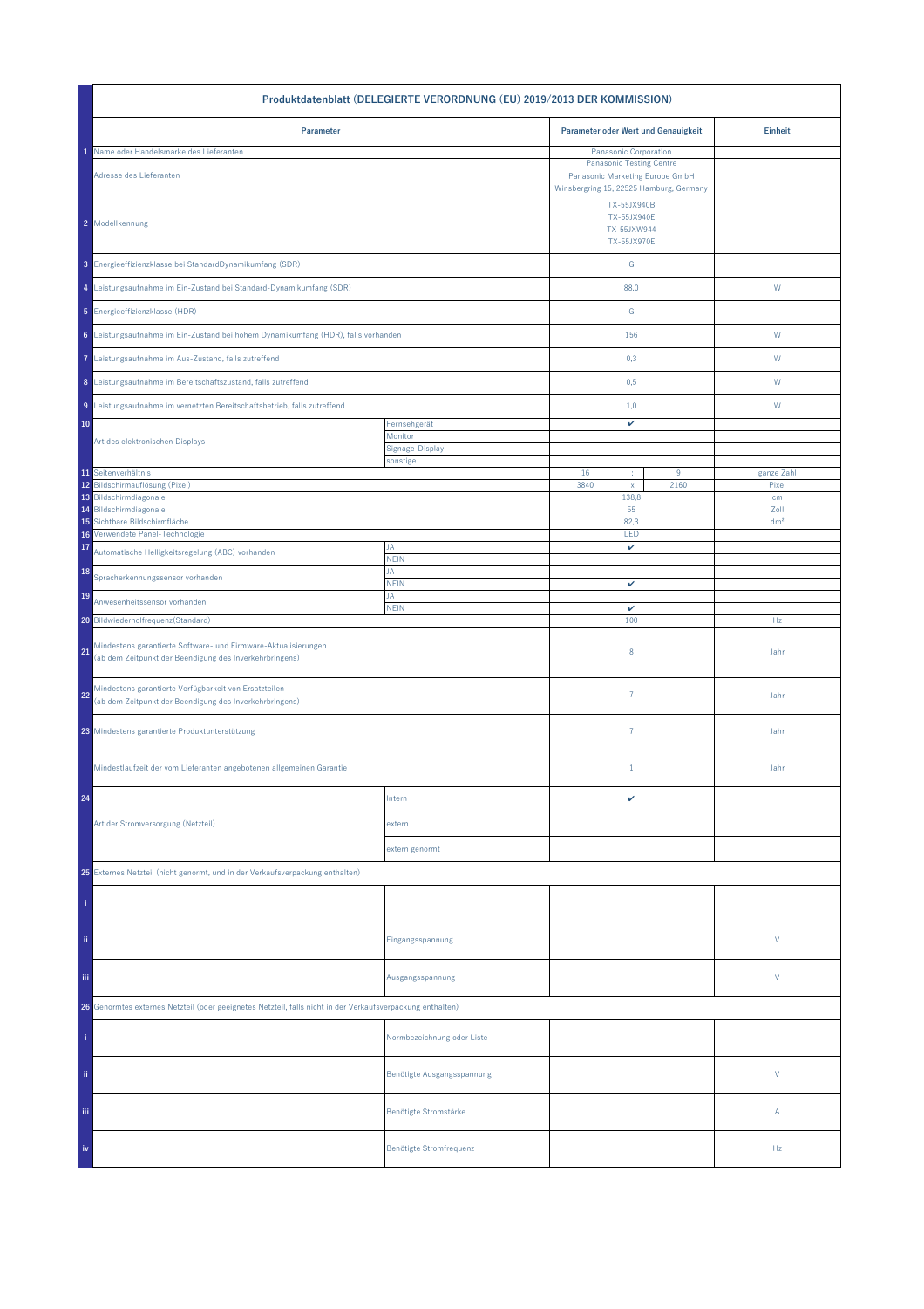| | Produktdatenblatt (DELEGIERTE VERORDNUNG (EU) 2019/2013 DER KOMMISSION) | | | | | |
|---|---|---|---|---|---|---|
| | **Parameter** | | **Parameter oder Wert und Genauigkeit** | | | **Einheit** |
| 1 | Name oder Handelsmarke des Lieferanten | | Panasonic Corporation | | | |
| | Adresse des Lieferanten | | Panasonic Testing Centre<br>Panasonic Marketing Europe GmbH<br>Winsbergring 15, 22525 Hamburg, Germany | | | |
| 2 | Modellkennung | | TX-55JX940B<br>TX-55JX940E<br>TX-55JXW944<br>TX-55JX970E | | | |
| 3 | Energieeffizienzklasse bei StandardDynamikumfang (SDR) | | G | | | |
| 4 | Leistungsaufnahme im Ein-Zustand bei Standard-Dynamikumfang (SDR) | | 88,0 | | | W |
| 5 | Energieeffizienzklasse (HDR) | | G | | | |
| 6 | Leistungsaufnahme im Ein-Zustand bei hohem Dynamikumfang (HDR), falls vorhanden | | 156 | | | W |
| 7 | Leistungsaufnahme im Aus-Zustand, falls zutreffend | | 0,3 | | | W |
| 8 | Leistungsaufnahme im Bereitschaftszustand, falls zutreffend | | 0,5 | | | W |
| 9 | Leistungsaufnahme im vernetzten Bereitschaftsbetrieb, falls zutreffend | | 1,0 | | | W |
| 10 | Art des elektronischen Displays | Fernsehgerät | ✔ | | | |
| | | Monitor | | | | |
| | | Signage-Display | | | | |
| | | sonstige | | | | |
| 11 | Seitenverhältnis | | 16 | : | 9 | ganze Zahl |
| 12 | Bildschirmauflösung (Pixel) | | 3840 | x | 2160 | Pixel |
| 13 | Bildschirmdiagonale | | 138,8 | | | cm |
| 14 | Bildschirmdiagonale | | 55 | | | Zoll |
| 15 | Sichtbare Bildschirmfläche | | 82,3 | | | dm² |
| 16 | Verwendete Panel-Technologie | | LED | | | |
| 17 | Automatische Helligkeitsregelung (ABC) vorhanden | JA | ✔ | | | |
| | | NEIN | | | | |
| 18 | Spracherkennungssensor vorhanden | JA | | | | |
| | | NEIN | ✔ | | | |
| 19 | Anwesenheitssensor vorhanden | JA | | | | |
| | | NEIN | ✔ | | | |
| 20 | Bildwiederholfrequenz(Standard) | | 100 | | | Hz |
| 21 | Mindestens garantierte Software- und Firmware-Aktualisierungen (ab dem Zeitpunkt der Beendigung des Inverkehrbringens) | | 8 | | | Jahr |
| 22 | Mindestens garantierte Verfügbarkeit von Ersatzteilen (ab dem Zeitpunkt der Beendigung des Inverkehrbringens) | | 7 | | | Jahr |
| 23 | Mindestens garantierte Produktunterstützung | | 7 | | | Jahr |
| | Mindestlaufzeit der vom Lieferanten angebotenen allgemeinen Garantie | | 1 | | | Jahr |
| 24 | Art der Stromversorgung (Netzteil) | Intern | ✔ | | | |
| | | extern | | | | |
| | | extern genormt | | | | |
| 25 | Externes Netzteil (nicht genormt, und in der Verkaufsverpackung enthalten) | | | | | |
| i | | | | | | |
| ii | | Eingangsspannung | | | | V |
| iii | | Ausgangsspannung | | | | V |
| 26 | Genormtes externes Netzteil (oder geeignetes Netzteil, falls nicht in der Verkaufsverpackung enthalten) | | | | | |
| i | | Normbezeichnung oder Liste | | | | |
| ii | | Benötigte Ausgangsspannung | | | | V |
| iii | | Benötigte Stromstärke | | | | A |
| iv | | Benötigte Stromfrequenz | | | | Hz |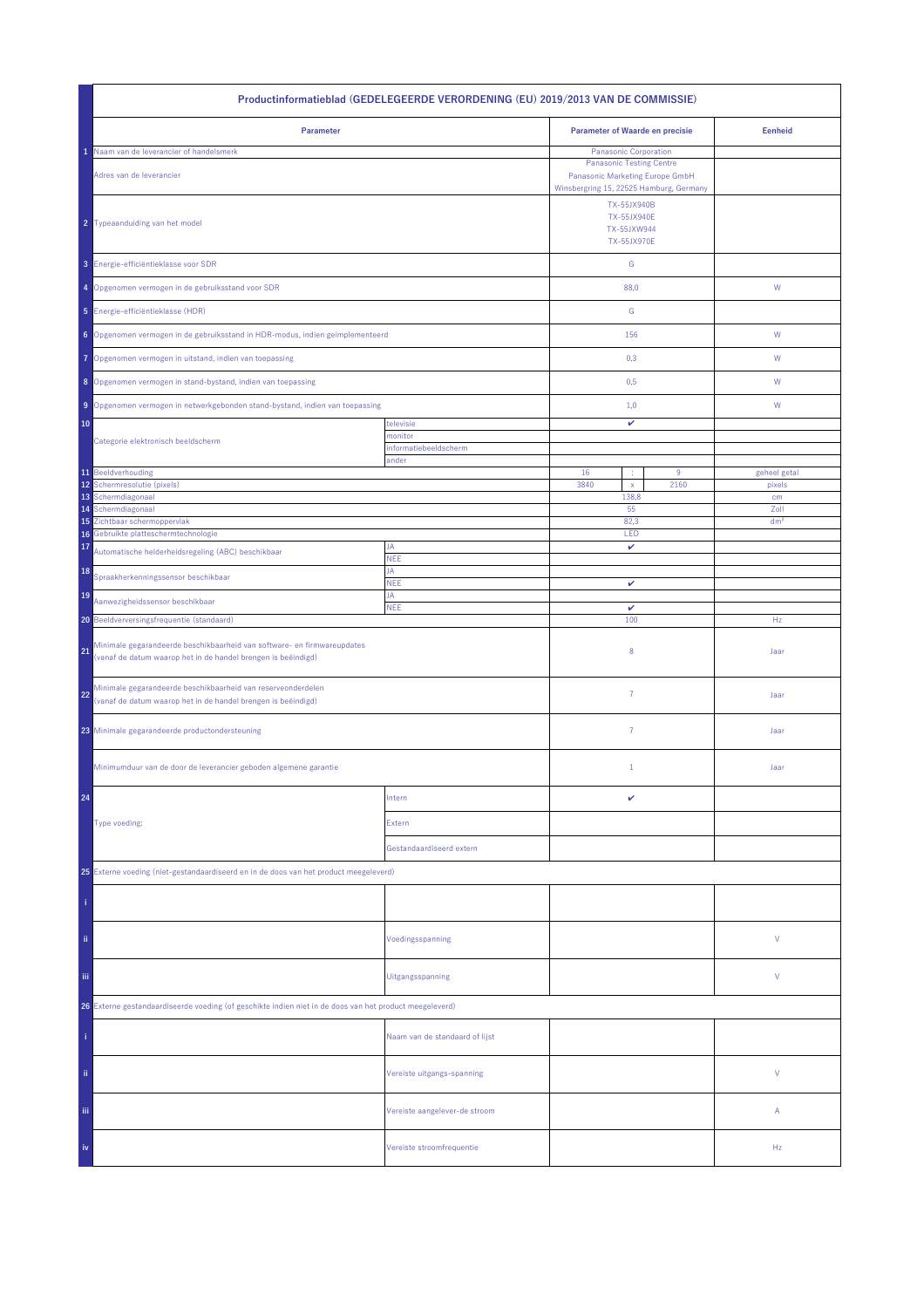## Productinformatieblad (GEDELEGEERDE VERORDENING (EU) 2019/2013 VAN DE COMMISSIE)

| | Parameter | | Parameter of Waarde en precisie | | | Eenheid |
|---|---|---|---|---|---|---|
| 1 | Naam van de leverancier of handelsmerk | | Panasonic Corporation | | | |
| | Adres van de leverancier | | Panasonic Testing Centre<br>Panasonic Marketing Europe GmbH<br>Winsbergring 15, 22525 Hamburg, Germany | | | |
| 2 | Typeaanduiding van het model | | TX-55JX940B<br>TX-55JX940E<br>TX-55JXW944<br>TX-55JX970E | | | |
| 3 | Energie-efficiëntieklasse voor SDR | | G | | | |
| 4 | Opgenomen vermogen in de gebruiksstand voor SDR | | 88,0 | | | W |
| 5 | Energie-efficiëntieklasse (HDR) | | G | | | |
| 6 | Opgenomen vermogen in de gebruiksstand in HDR-modus, indien geïmplementeerd | | 156 | | | W |
| 7 | Opgenomen vermogen in uitstand, indien van toepassing | | 0,3 | | | W |
| 8 | Opgenomen vermogen in stand-bystand, indien van toepassing | | 0,5 | | | W |
| 9 | Opgenomen vermogen in netwerkgebonden stand-bystand, indien van toepassing | | 1,0 | | | W |
| 10 | Categorie elektronisch beeldscherm | televisie | ✔ | | | |
| | | monitor | | | | |
| | | informatiebeeldscherm | | | | |
| | | ander | | | | |
| 11 | Beeldverhouding | | 16 | : | 9 | geheel getal |
| 12 | Schermresolutie (pixels) | | 3840 | x | 2160 | pixels |
| 13 | Schermdiagonaal | | 138,8 | | | cm |
| 14 | Schermdiagonaal | | 55 | | | Zoll |
| 15 | Zichtbaar schermoppervlak | | 82,3 | | | dm² |
| 16 | Gebruikte platteschermtechnologie | | LED | | | |
| 17 | Automatische helderheidsregeling (ABC) beschikbaar | JA | ✔ | | | |
| | | NEE | | | | |
| 18 | Spraakherkenningssensor beschikbaar | JA | | | | |
| | | NEE | ✔ | | | |
| 19 | Aanwezigheidssensor beschikbaar | JA | | | | |
| | | NEE | ✔ | | | |
| 20 | Beeldverversingsfrequentie (standaard) | | 100 | | | Hz |
| 21 | Minimale gegarandeerde beschikbaarheid van software- en firmwareupdates (vanaf de datum waarop het in de handel brengen is beëindigd) | | 8 | | | Jaar |
| 22 | Minimale gegarandeerde beschikbaarheid van reserveonderdelen (vanaf de datum waarop het in de handel brengen is beëindigd) | | 7 | | | Jaar |
| 23 | Minimale gegarandeerde productondersteuning | | 7 | | | Jaar |
| | Minimumduur van de door de leverancier geboden algemene garantie | | 1 | | | Jaar |
| 24 | Type voeding: | Intern | ✔ | | | |
| | | Extern | | | | |
| | | Gestandaardiseerd extern | | | | |
| 25 | Externe voeding (niet-gestandaardiseerd en in de doos van het product meegeleverd) | | | | | |
| i | | | | | | |
| ii | | Voedingsspanning | | | | V |
| iii | | Uitgangsspanning | | | | V |
| 26 | Externe gestandaardiseerde voeding (of geschikte indien niet in de doos van het product meegeleverd) | | | | | |
| i | | Naam van de standaard of lijst | | | | |
| ii | | Vereiste uitgangs-spanning | | | | V |
| iii | | Vereiste aangelever-de stroom | | | | A |
| iv | | Vereiste stroomfrequentie | | | | Hz |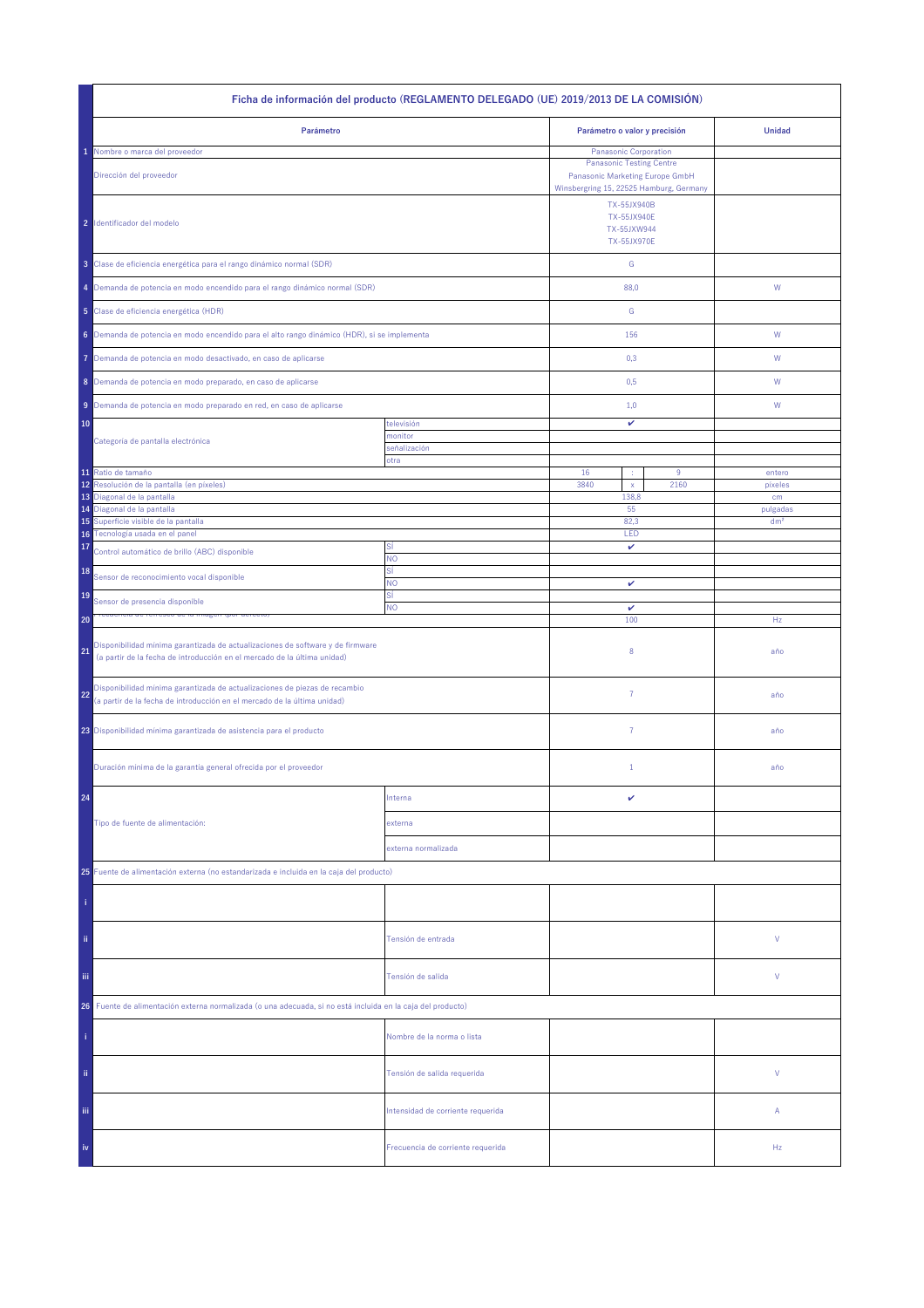| | Ficha de información del producto (REGLAMENTO DELEGADO (UE) 2019/2013 DE LA COMISIÓN) | | | | | |
|---|---|---|---|---|---|---|
| | **Parámetro** | | **Parámetro o valor y precisión** | | | **Unidad** |
| 1 | Nombre o marca del proveedor | | Panasonic Corporation | | | |
| | Dirección del proveedor | | Panasonic Testing Centre<br>Panasonic Marketing Europe GmbH<br>Winsbergring 15, 22525 Hamburg, Germany | | | |
| 2 | Identificador del modelo | | TX-55JX940B<br>TX-55JX940E<br>TX-55JXW944<br>TX-55JX970E | | | |
| 3 | Clase de eficiencia energética para el rango dinámico normal (SDR) | | G | | | |
| 4 | Demanda de potencia en modo encendido para el rango dinámico normal (SDR) | | 88,0 | | | W |
| 5 | Clase de eficiencia energética (HDR) | | G | | | |
| 6 | Demanda de potencia en modo encendido para el alto rango dinámico (HDR), si se implementa | | 156 | | | W |
| 7 | Demanda de potencia en modo desactivado, en caso de aplicarse | | 0,3 | | | W |
| 8 | Demanda de potencia en modo preparado, en caso de aplicarse | | 0,5 | | | W |
| 9 | Demanda de potencia en modo preparado en red, en caso de aplicarse | | 1,0 | | | W |
| 10 | Categoría de pantalla electrónica | televisión | ✔ | | | |
| | | monitor | | | | |
| | | señalización | | | | |
| | | otra | | | | |
| 11 | Ratio de tamaño | | 16 | : | 9 | entero |
| 12 | Resolución de la pantalla (en píxeles) | | 3840 | x | 2160 | píxeles |
| 13 | Diagonal de la pantalla | | 138,8 | | | cm |
| 14 | Diagonal de la pantalla | | 55 | | | pulgadas |
| 15 | Superficie visible de la pantalla | | 82,3 | | | dm² |
| 16 | Tecnología usada en el panel | | LED | | | |
| 17 | Control automático de brillo (ABC) disponible | SÍ | ✔ | | | |
| | | NO | | | | |
| 18 | Sensor de reconocimiento vocal disponible | SÍ | | | | |
| | | NO | ✔ | | | |
| 19 | Sensor de presencia disponible | SÍ | | | | |
| | | NO | ✔ | | | |
| 20 | Frecuencia de refresco de la imagen (por defecto) | | 100 | | | Hz |
| 21 | Disponibilidad mínima garantizada de actualizaciones de software y de firmware (a partir de la fecha de introducción en el mercado de la última unidad) | | 8 | | | año |
| 22 | Disponibilidad mínima garantizada de actualizaciones de piezas de recambio (a partir de la fecha de introducción en el mercado de la última unidad) | | 7 | | | año |
| 23 | Disponibilidad mínima garantizada de asistencia para el producto | | 7 | | | año |
| | Duración mínima de la garantía general ofrecida por el proveedor | | 1 | | | año |
| 24 | Tipo de fuente de alimentación: | Interna | ✔ | | | |
| | | externa | | | | |
| | | externa normalizada | | | | |
| 25 | Fuente de alimentación externa (no estandarizada e incluida en la caja del producto) | | | | | |
| i | | | | | | |
| ii | | Tensión de entrada | | | | V |
| iii | | Tensión de salida | | | | V |
| 26 | Fuente de alimentación externa normalizada (o una adecuada, si no está incluida en la caja del producto) | | | | | |
| i | | Nombre de la norma o lista | | | | |
| ii | | Tensión de salida requerida | | | | V |
| iii | | Intensidad de corriente requerida | | | | A |
| iv | | Frecuencia de corriente requerida | | | | Hz |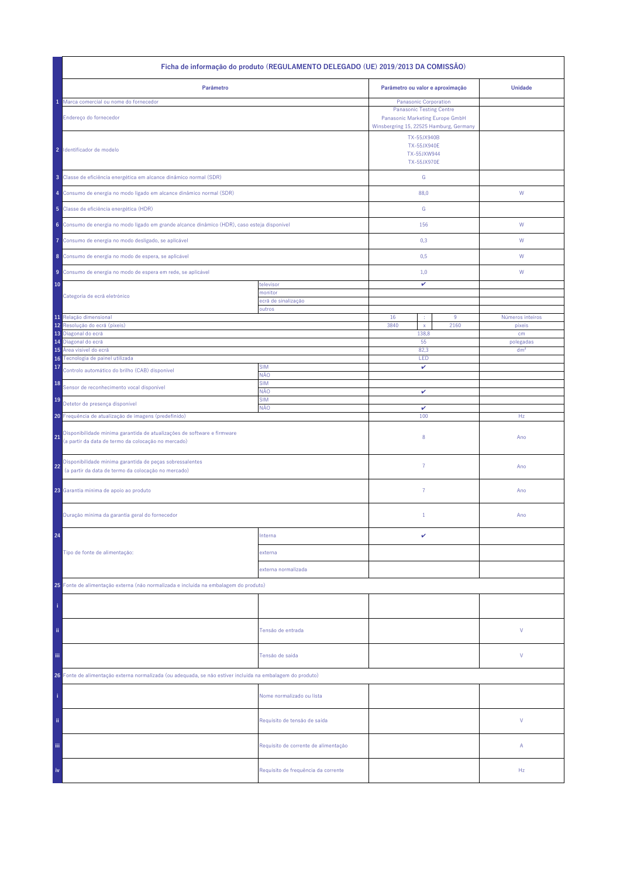| | Ficha de informação do produto (REGULAMENTO DELEGADO (UE) 2019/2013 DA COMISSÃO) | | | | | |
|---|---|---|---|---|---|---|
| | **Parâmetro** | | **Parâmetro ou valor e aproximação** | | | **Unidade** |
| 1 | Marca comercial ou nome do fornecedor | | Panasonic Corporation | | | |
| | Endereço do fornecedor | | Panasonic Testing Centre<br>Panasonic Marketing Europe GmbH<br>Winsbergring 15, 22525 Hamburg, Germany | | | |
| 2 | Identificador de modelo | | TX-55JX940B<br>TX-55JX940E<br>TX-55JXW944<br>TX-55JX970E | | | |
| 3 | Classe de eficiência energética em alcance dinâmico normal (SDR) | | G | | | |
| 4 | Consumo de energia no modo ligado em alcance dinâmico normal (SDR) | | 88,0 | | | W |
| 5 | Classe de eficiência energética (HDR) | | G | | | |
| 6 | Consumo de energia no modo ligado em grande alcance dinâmico (HDR), caso esteja disponível | | 156 | | | W |
| 7 | Consumo de energia no modo desligado, se aplicável | | 0,3 | | | W |
| 8 | Consumo de energia no modo de espera, se aplicável | | 0,5 | | | W |
| 9 | Consumo de energia no modo de espera em rede, se aplicável | | 1,0 | | | W |
| 10 | Categoria de ecrã eletrónico | televisor | ✔ | | | |
| | | monitor | | | | |
| | | ecrã de sinalização | | | | |
| | | outros | | | | |
| 11 | Relação dimensional | | 16 | : | 9 | Números inteiros |
| 12 | Resolução do ecrã (píxeis) | | 3840 | x | 2160 | píxeis |
| 13 | Diagonal do ecrã | | 138,8 | | | cm |
| 14 | Diagonal do ecrã | | 55 | | | polegadas |
| 15 | Área visível do ecrã | | 82,3 | | | dm² |
| 16 | Tecnologia de painel utilizada | | LED | | | |
| 17 | Controlo automático do brilho (CAB) disponível | SIM | ✔ | | | |
| | | NÃO | | | | |
| 18 | Sensor de reconhecimento vocal disponível | SIM | | | | |
| | | NÃO | ✔ | | | |
| 19 | Detetor de presença disponível | SIM | | | | |
| | | NÃO | ✔ | | | |
| 20 | Frequência de atualização de imagens (predefinido) | | 100 | | | Hz |
| 21 | Disponibilidade mínima garantida de atualizações de software e firmware (a partir da data de termo da colocação no mercado) | | 8 | | | Ano |
| 22 | Disponibilidade mínima garantida de peças sobressalentes (a partir da data de termo da colocação no mercado) | | 7 | | | Ano |
| 23 | Garantia mínima de apoio ao produto | | 7 | | | Ano |
| | Duração mínima da garantia geral do fornecedor | | 1 | | | Ano |
| 24 | Tipo de fonte de alimentação: | Interna | ✔ | | | |
| | | externa | | | | |
| | | externa normalizada | | | | |
| 25 | Fonte de alimentação externa (não normalizada e incluída na embalagem do produto) | | | | | |
| i | | | | | | |
| ii | | Tensão de entrada | | | | V |
| iii | | Tensão de saída | | | | V |
| 26 | Fonte de alimentação externa normalizada (ou adequada, se não estiver incluída na embalagem do produto) | | | | | |
| i | | Nome normalizado ou lista | | | | |
| ii | | Requisito de tensão de saída | | | | V |
| iii | | Requisito de corrente de alimentação | | | | A |
| iv | | Requisito de frequência da corrente | | | | Hz |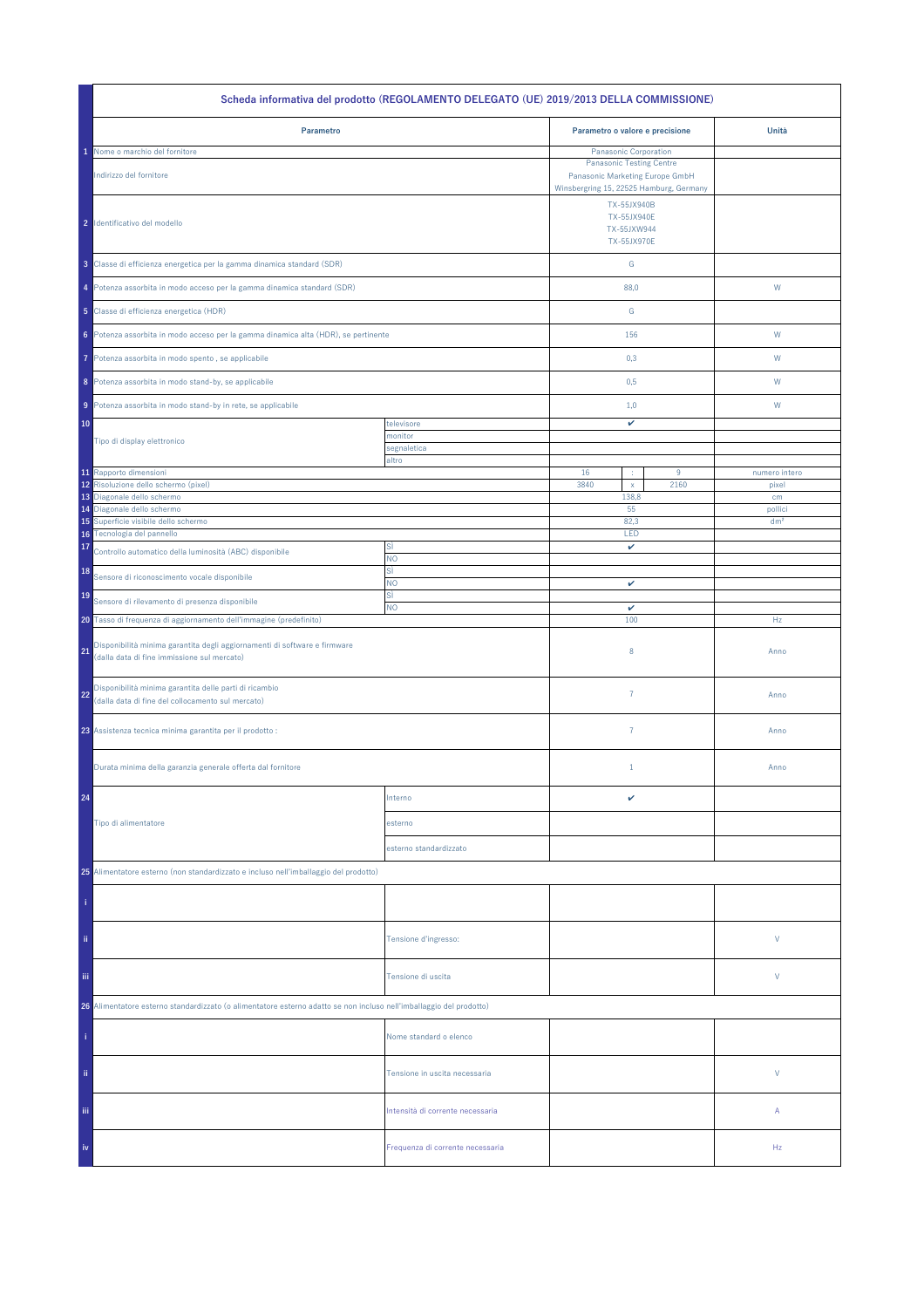| | Scheda informativa del prodotto (REGOLAMENTO DELEGATO (UE) 2019/2013 DELLA COMMISSIONE) | | | | | |
|---|---|---|---|---|---|---|
| | **Parametro** | | **Parametro o valore e precisione** | | | **Unità** |
| 1 | Nome o marchio del fornitore | | Panasonic Corporation | | | |
| | Indirizzo del fornitore | | Panasonic Testing Centre<br>Panasonic Marketing Europe GmbH<br>Winsbergring 15, 22525 Hamburg, Germany | | | |
| 2 | Identificativo del modello | | TX-55JX940B<br>TX-55JX940E<br>TX-55JXW944<br>TX-55JX970E | | | |
| 3 | Classe di efficienza energetica per la gamma dinamica standard (SDR) | | G | | | |
| 4 | Potenza assorbita in modo acceso per la gamma dinamica standard (SDR) | | 88,0 | | | W |
| 5 | Classe di efficienza energetica (HDR) | | G | | | |
| 6 | Potenza assorbita in modo acceso per la gamma dinamica alta (HDR), se pertinente | | 156 | | | W |
| 7 | Potenza assorbita in modo spento , se applicabile | | 0,3 | | | W |
| 8 | Potenza assorbita in modo stand-by, se applicabile | | 0,5 | | | W |
| 9 | Potenza assorbita in modo stand-by in rete, se applicabile | | 1,0 | | | W |
| 10 | Tipo di display elettronico | televisore | ✔ | | | |
| | | monitor | | | | |
| | | segnaletica | | | | |
| | | altro | | | | |
| 11 | Rapporto dimensioni | | 16 | : | 9 | numero intero |
| 12 | Risoluzione dello schermo (pixel) | | 3840 | x | 2160 | pixel |
| 13 | Diagonale dello schermo | | 138,8 | | | cm |
| 14 | Diagonale dello schermo | | 55 | | | pollici |
| 15 | Superficie visibile dello schermo | | 82,3 | | | dm² |
| 16 | Tecnologia del pannello | | LED | | | |
| 17 | Controllo automatico della luminosità (ABC) disponibile | SÌ | ✔ | | | |
| | | NO | | | | |
| 18 | Sensore di riconoscimento vocale disponibile | SÌ | | | | |
| | | NO | ✔ | | | |
| 19 | Sensore di rilevamento di presenza disponibile | SÌ | | | | |
| | | NO | ✔ | | | |
| 20 | Tasso di frequenza di aggiornamento dell'immagine (predefinito) | | 100 | | | Hz |
| 21 | Disponibilità minima garantita degli aggiornamenti di software e firmware (dalla data di fine immissione sul mercato) | | 8 | | | Anno |
| 22 | Disponibilità minima garantita delle parti di ricambio (dalla data di fine del collocamento sul mercato) | | 7 | | | Anno |
| 23 | Assistenza tecnica minima garantita per il prodotto : | | 7 | | | Anno |
| | Durata minima della garanzia generale offerta dal fornitore | | 1 | | | Anno |
| 24 | Tipo di alimentatore | Interno | ✔ | | | |
| | | esterno | | | | |
| | | esterno standardizzato | | | | |
| 25 | Alimentatore esterno (non standardizzato e incluso nell'imballaggio del prodotto) | | | | | |
| i | | | | | | |
| ii | | Tensione d'ingresso: | | | | V |
| iii | | Tensione di uscita | | | | V |
| 26 | Alimentatore esterno standardizzato (o alimentatore esterno adatto se non incluso nell'imballaggio del prodotto) | | | | | |
| i | | Nome standard o elenco | | | | |
| ii | | Tensione in uscita necessaria | | | | V |
| iii | | Intensità di corrente necessaria | | | | A |
| iv | | Frequenza di corrente necessaria | | | | Hz |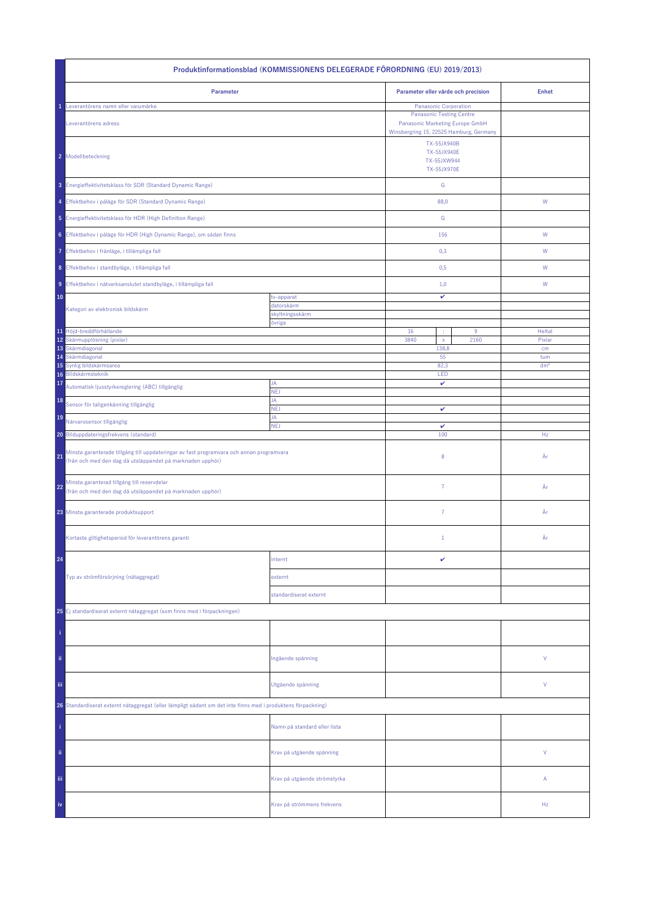| | Produktinformationsblad (KOMMISSIONENS DELEGERADE FÖRORDNING (EU) 2019/2013) | | | | | |
|---|---|---|---|---|---|---|
| | **Parameter** | | **Parameter eller värde och precision** | | | **Enhet** |
| 1 | Leverantörens namn eller varumärke | | Panasonic Corporation | | | |
| | Leverantörens adress | | Panasonic Testing Centre<br>Panasonic Marketing Europe GmbH<br>Winsbergring 15, 22525 Hamburg, Germany | | | |
| 2 | Modellbeteckning | | TX-55JX940B<br>TX-55JX940E<br>TX-55JXW944<br>TX-55JX970E | | | |
| 3 | Energieffektivitetsklass för SDR (Standard Dynamic Range) | | G | | | |
| 4 | Effektbehov i påläge för SDR (Standard Dynamic Range) | | 88,0 | | | W |
| 5 | Energieffektivitetsklass för HDR (High Definition Range) | | G | | | |
| 6 | Effektbehov i påläge för HDR (High Dynamic Range), om sådan finns | | 156 | | | W |
| 7 | Effektbehov i frånläge, i tillämpliga fall | | 0,3 | | | W |
| 8 | Effektbehov i standbyläge, i tillämpliga fall | | 0,5 | | | W |
| 9 | Effektbehov i nätverksanslutet standbyläge, i tillämpliga fall | | 1,0 | | | W |
| 10 | Kategori av elektronisk bildskärm | tv-apparat | ✔ | | | |
| | | datorskärm | | | | |
| | | skyltningsskärm | | | | |
| | | övriga | | | | |
| 11 | Höjd-breddförhållande | | 16 | : | 9 | Heltal |
| 12 | Skärmupplösning (pixlar) | | 3840 | x | 2160 | Pixlar |
| 13 | Skärmdiagonal | | 138,8 | | | cm |
| 14 | Skärmdiagonal | | 55 | | | tum |
| 15 | Synlig bildskärmsarea | | 82,3 | | | dm² |
| 16 | Bildskärmsteknik | | LED | | | |
| 17 | Automatisk ljusstyrkereglering (ABC) tillgänglig | JA | ✔ | | | |
| | | NEJ | | | | |
| 18 | Sensor för taligenkänning tillgänglig | JA | | | | |
| | | NEJ | ✔ | | | |
| 19 | Närvarosensor tillgänglig | JA | | | | |
| | | NEJ | ✔ | | | |
| 20 | Bilduppdateringsfrekvens (standard) | | 100 | | | Hz |
| 21 | Minsta garanterade tillgång till uppdateringar av fast programvara och annan programvara (från och med den dag då utsläppandet på marknaden upphör) | | 8 | | | År |
| 22 | Minsta garanterad tillgång till reservdelar (från och med den dag då utsläppandet på marknaden upphör) | | 7 | | | År |
| 23 | Minsta garanterade produktsupport | | 7 | | | År |
| | Kortaste giltighetsperiod för leverantörens garanti | | 1 | | | År |
| 24 | Typ av strömförsörjning (nätaggregat) | internt | ✔ | | | |
| | | externt | | | | |
| | | standardiserat externt | | | | |
| 25 | Ej standardiserat externt nätaggregat (som finns med i förpackningen) | | | | | |
| i | | | | | | |
| ii | | Ingående spänning | | | | V |
| iii | | Utgående spänning | | | | V |
| 26 | Standardiserat externt nätaggregat (eller lämpligt sådant om det inte finns med i produktens förpackning) | | | | | |
| i | | Namn på standard eller lista | | | | |
| ii | | Krav på utgående spänning | | | | V |
| iii | | Krav på utgående strömstyrka | | | | A |
| iv | | Krav på strömmens frekvens | | | | Hz |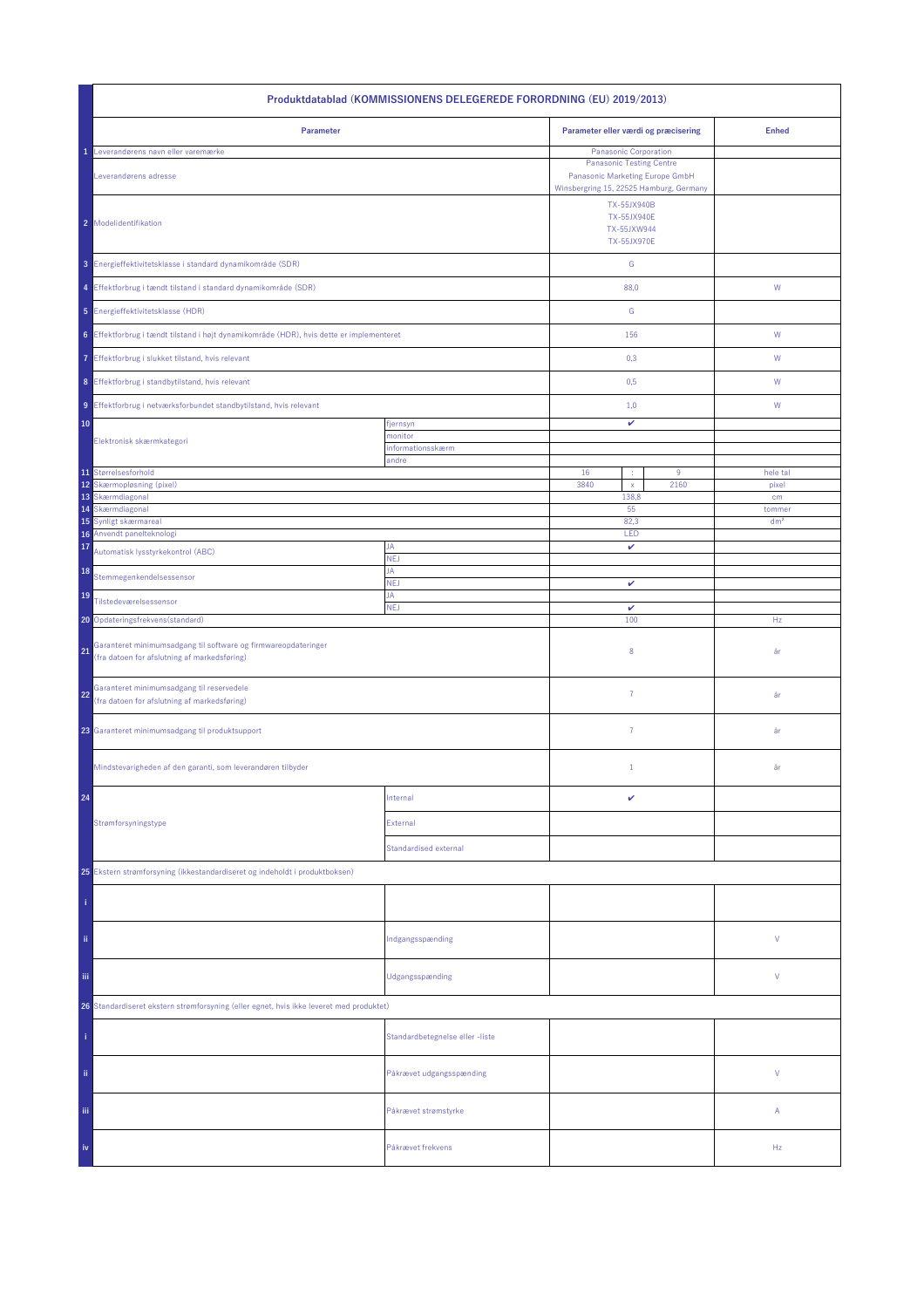| | Produktdatablad (KOMMISSIONENS DELEGEREDE FORORDNING (EU) 2019/2013) | | | | | |
|---|---|---|---|---|---|---|
| | **Parameter** | | **Parameter eller værdi og præcisering** | | | **Enhed** |
| 1 | Leverandørens navn eller varemærke | | Panasonic Corporation | | | |
| | Leverandørens adresse | | Panasonic Testing Centre<br>Panasonic Marketing Europe GmbH<br>Winsbergring 15, 22525 Hamburg, Germany | | | |
| 2 | Modelidentifikation | | TX-55JX940B<br>TX-55JX940E<br>TX-55JXW944<br>TX-55JX970E | | | |
| 3 | Energieffektivitetsklasse i standard dynamikområde (SDR) | | G | | | |
| 4 | Effektforbrug i tændt tilstand i standard dynamikområde (SDR) | | 88,0 | | | W |
| 5 | Energieffektivitetsklasse (HDR) | | G | | | |
| 6 | Effektforbrug i tændt tilstand i højt dynamikområde (HDR), hvis dette er implementeret | | 156 | | | W |
| 7 | Effektforbrug i slukket tilstand, hvis relevant | | 0,3 | | | W |
| 8 | Effektforbrug i standbytilstand, hvis relevant | | 0,5 | | | W |
| 9 | Effektforbrug i netværksforbundet standbytilstand, hvis relevant | | 1,0 | | | W |
| 10 | Elektronisk skærmkategori | fjernsyn | ✔ | | | |
| | | monitor | | | | |
| | | informationsskærm | | | | |
| | | andre | | | | |
| 11 | Størrelsesforhold | | 16 | : | 9 | hele tal |
| 12 | Skærmopløsning (pixel) | | 3840 | x | 2160 | pixel |
| 13 | Skærmdiagonal | | 138,8 | | | cm |
| 14 | Skærmdiagonal | | 55 | | | tommer |
| 15 | Synligt skærmareal | | 82,3 | | | dm² |
| 16 | Anvendt panelteknologi | | LED | | | |
| 17 | Automatisk lysstyrkekontrol (ABC) | JA | ✔ | | | |
| | | NEJ | | | | |
| 18 | Stemmegenkendelsessensor | JA | | | | |
| | | NEJ | ✔ | | | |
| 19 | Tilstedeværelsessensor | JA | | | | |
| | | NEJ | ✔ | | | |
| 20 | Opdateringsfrekvens(standard) | | 100 | | | Hz |
| 21 | Garanteret minimumsadgang til software og firmwareopdateringer<br>(fra datoen for afslutning af markedsføring) | | 8 | | | år |
| 22 | Garanteret minimumsadgang til reservedele<br>(fra datoen for afslutning af markedsføring) | | 7 | | | år |
| 23 | Garanteret minimumsadgang til produktsupport | | 7 | | | år |
| | Mindstevarigheden af den garanti, som leverandøren tilbyder | | 1 | | | år |
| 24 | Strømforsyningstype | Internal | ✔ | | | |
| | | External | | | | |
| | | Standardised external | | | | |
| 25 | Ekstern strømforsyning (ikkestandardiseret og indeholdt i produktboksen) | | | | | |
| i | | | | | | |
| ii | | Indgangsspænding | | | | V |
| iii | | Udgangsspænding | | | | V |
| 26 | Standardiseret ekstern strømforsyning (eller egnet, hvis ikke leveret med produktet) | | | | | |
| i | | Standardbetegnelse eller -liste | | | | |
| ii | | Påkrævet udgangsspænding | | | | V |
| iii | | Påkrævet strømstyrke | | | | A |
| iv | | Påkrævet frekvens | | | | Hz |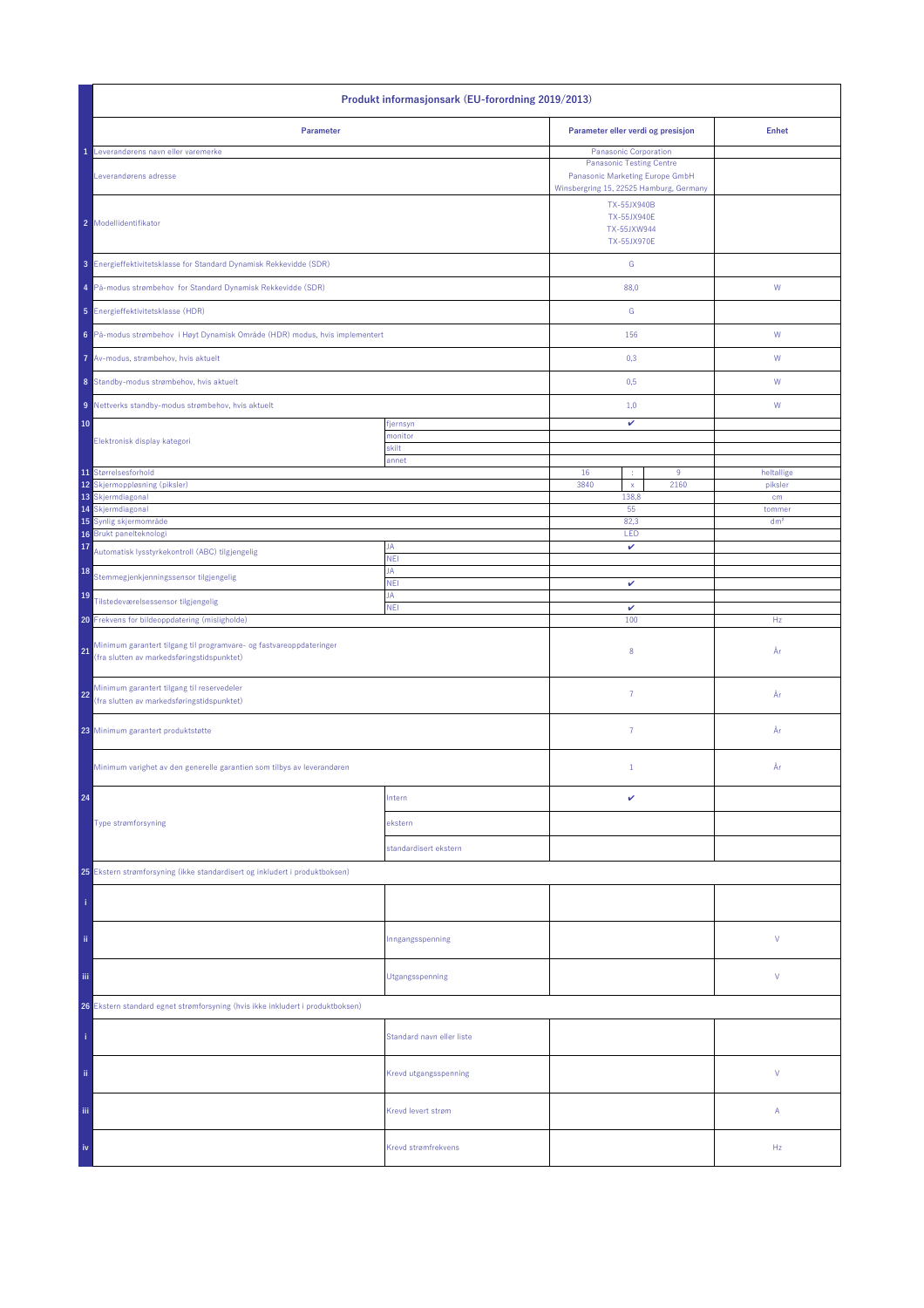| | Produkt informasjonsark (EU-forordning 2019/2013) | | | | | |
|---|---|---|---|---|---|---|
| | **Parameter** | | **Parameter eller verdi og presisjon** | | | **Enhet** |
| 1 | Leverandørens navn eller varemerke | | Panasonic Corporation | | | |
| | Leverandørens adresse | | Panasonic Testing Centre<br>Panasonic Marketing Europe GmbH<br>Winsbergring 15, 22525 Hamburg, Germany | | | |
| 2 | Modellidentifikator | | TX-55JX940B<br>TX-55JX940E<br>TX-55JXW944<br>TX-55JX970E | | | |
| 3 | Energieffektivitetsklasse for Standard Dynamisk Rekkevidde (SDR) | | G | | | |
| 4 | På-modus strømbehov for Standard Dynamisk Rekkevidde (SDR) | | 88,0 | | | W |
| 5 | Energieffektivitetsklasse (HDR) | | G | | | |
| 6 | På-modus strømbehov i Høyt Dynamisk Område (HDR) modus, hvis implementert | | 156 | | | W |
| 7 | Av-modus, strømbehov, hvis aktuelt | | 0,3 | | | W |
| 8 | Standby-modus strømbehov, hvis aktuelt | | 0,5 | | | W |
| 9 | Nettverks standby-modus strømbehov, hvis aktuelt | | 1,0 | | | W |
| 10 | Elektronisk display kategori | fjernsyn | ✔ | | | |
| | | monitor | | | | |
| | | skilt | | | | |
| | | annet | | | | |
| 11 | Størrelsesforhold | | 16 | : | 9 | heltallige |
| 12 | Skjermoppløsning (piksler) | | 3840 | x | 2160 | piksler |
| 13 | Skjermdiagonal | | 138,8 | | | cm |
| 14 | Skjermdiagonal | | 55 | | | tommer |
| 15 | Synlig skjermområde | | 82,3 | | | dm² |
| 16 | Brukt panelteknologi | | LED | | | |
| 17 | Automatisk lysstyrkekontroll (ABC) tilgjengelig | JA | ✔ | | | |
| | | NEI | | | | |
| 18 | Stemmegjenkjenningssensor tilgjengelig | JA | | | | |
| | | NEI | ✔ | | | |
| 19 | Tilstedeværelsessensor tilgjengelig | JA | | | | |
| | | NEI | ✔ | | | |
| 20 | Frekvens for bildeoppdatering (mislighold) | | 100 | | | Hz |
| 21 | Minimum garantert tilgang til programvare- og fastvareoppdateringer (fra slutten av markedsføringstidspunktet) | | 8 | | | År |
| 22 | Minimum garantert tilgang til reservedeler (fra slutten av markedsføringstidspunktet) | | 7 | | | År |
| 23 | Minimum garantert produktstøtte | | 7 | | | År |
| | Minimum varighet av den generelle garantien som tilbys av leverandøren | | 1 | | | År |
| 24 | Type strømforsyning | Intern | ✔ | | | |
| | | ekstern | | | | |
| | | standardisert ekstern | | | | |
| 25 | Ekstern strømforsyning (ikke standardisert og inkludert i produktboksen) | | | | | |
| i | | | | | | |
| ii | | Inngangsspenning | | | | V |
| iii | | Utgangsspenning | | | | V |
| 26 | Ekstern standard egnet strømforsyning (hvis ikke inkludert i produktboksen) | | | | | |
| i | | Standard navn eller liste | | | | |
| ii | | Krevd utgangsspenning | | | | V |
| iii | | Krevd levert strøm | | | | A |
| iv | | Krevd strømfrekvens | | | | Hz |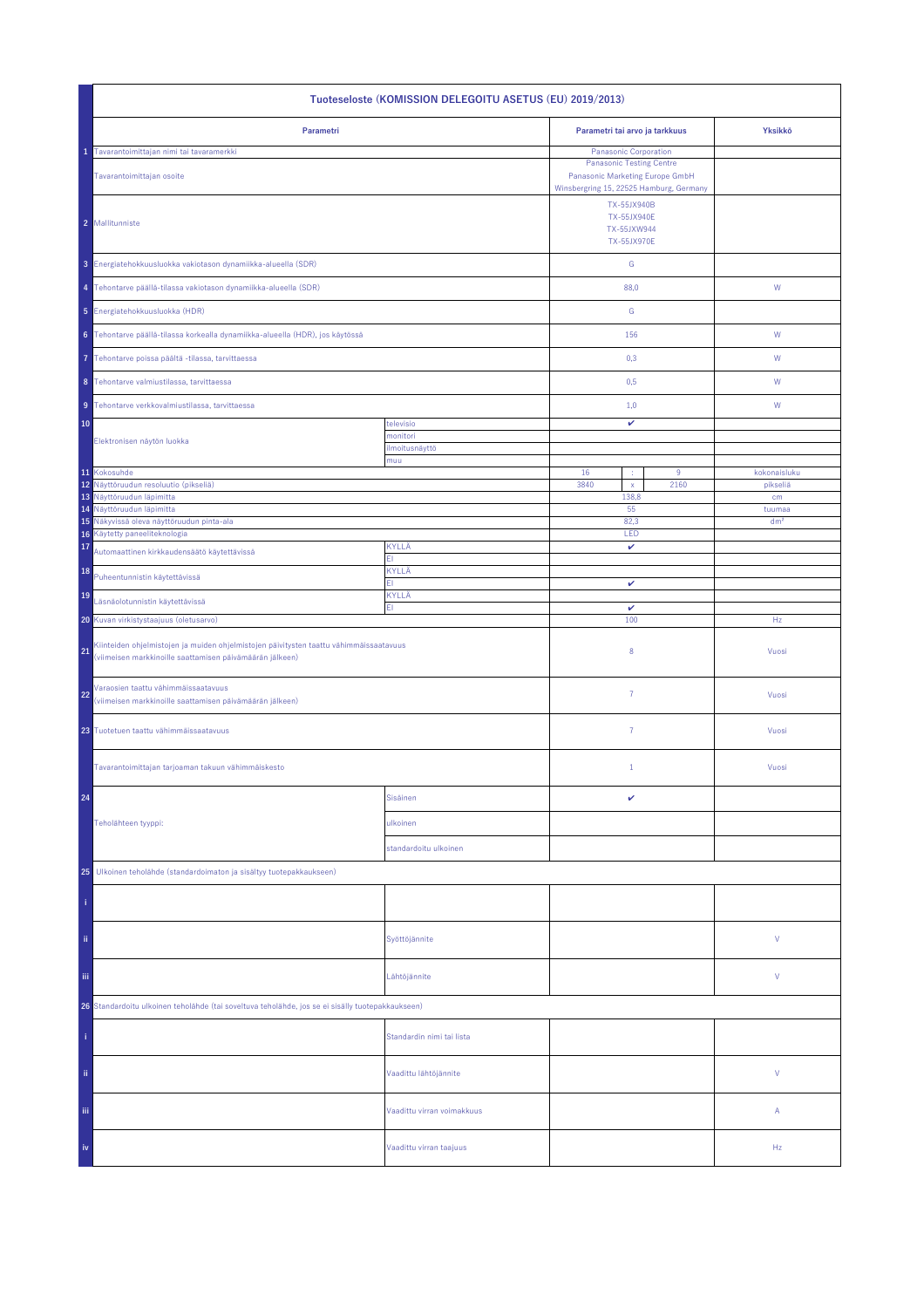| | Tuoteseloste (KOMISSION DELEGOITU ASETUS (EU) 2019/2013) | | | | | |
|---|---|---|---|---|---|---|
| | **Parametri** | | **Parametri tai arvo ja tarkkuus** | | | **Yksikkö** |
| 1 | Tavarantoimittajan nimi tai tavaramerkki | | Panasonic Corporation | | | |
| | Tavarantoimittajan osoite | | Panasonic Testing Centre<br>Panasonic Marketing Europe GmbH<br>Winsbergring 15, 22525 Hamburg, Germany | | | |
| 2 | Mallitunniste | | TX-55JX940B<br>TX-55JX940E<br>TX-55JXW944<br>TX-55JX970E | | | |
| 3 | Energiatehokkuusluokka vakiotason dynamiikka-alueella (SDR) | | G | | | |
| 4 | Tehontarve päällä-tilassa vakiotason dynamiikka-alueella (SDR) | | 88,0 | | | W |
| 5 | Energiatehokkuusluokka (HDR) | | G | | | |
| 6 | Tehontarve päällä-tilassa korkealla dynamiikka-alueella (HDR), jos käytössä | | 156 | | | W |
| 7 | Tehontarve poissa päältä -tilassa, tarvittaessa | | 0,3 | | | W |
| 8 | Tehontarve valmiustilassa, tarvittaessa | | 0,5 | | | W |
| 9 | Tehontarve verkkovalmiustilassa, tarvittaessa | | 1,0 | | | W |
| 10 | Elektronisen näytön luokka | televisio | ✔ | | | |
| | | monitori | | | | |
| | | ilmoitusnäyttö | | | | |
| | | muu | | | | |
| 11 | Kokosuhde | | 16 | : | 9 | kokonaisluku |
| 12 | Näyttöruudun resoluutio (pikseliä) | | 3840 | x | 2160 | pikseliä |
| 13 | Näyttöruudun läpimitta | | 138,8 | | | cm |
| 14 | Näyttöruudun läpimitta | | 55 | | | tuumaa |
| 15 | Näkyvissä oleva näyttöruudun pinta-ala | | 82,3 | | | dm² |
| 16 | Käytetty paneeliteknologia | | LED | | | |
| 17 | Automaattinen kirkkaudensäätö käytettävissä | KYLLÄ | ✔ | | | |
| | | EI | | | | |
| 18 | Puheentunnistin käytettävissä | KYLLÄ | | | | |
| | | EI | ✔ | | | |
| 19 | Läsnäolotunnistin käytettävissä | KYLLÄ | | | | |
| | | EI | ✔ | | | |
| 20 | Kuvan virkistystaajuus (oletusarvo) | | 100 | | | Hz |
| 21 | Kiinteiden ohjelmistojen ja muiden ohjelmistojen päivitysten taattu vähimmäissaatavuus (viimeisen markkinoille saattamisen päivämäärän jälkeen) | | 8 | | | Vuosi |
| 22 | Varaosien taattu vähimmäissaatavuus (viimeisen markkinoille saattamisen päivämäärän jälkeen) | | 7 | | | Vuosi |
| 23 | Tuotetuen taattu vähimmäissaatavuus | | 7 | | | Vuosi |
| | Tavarantoimittajan tarjoaman takuun vähimmäiskesto | | 1 | | | Vuosi |
| 24 | Teholähteen tyyppi: | Sisäinen | ✔ | | | |
| | | ulkoinen | | | | |
| | | standardoitu ulkoinen | | | | |
| 25 | Ulkoinen teholähde (standardoimaton ja sisältyy tuotepakkaukseen) | | | | | |
| i | | | | | | |
| ii | | Syöttöjännite | | | | V |
| iii | | Lähtöjännite | | | | V |
| 26 | Standardoitu ulkoinen teholähde (tai soveltuva teholähde, jos se ei sisälly tuotepakkaukseen) | | | | | |
| i | | Standardin nimi tai lista | | | | |
| ii | | Vaadittu lähtöjännite | | | | V |
| iii | | Vaadittu virran voimakkuus | | | | A |
| iv | | Vaadittu virran taajuus | | | | Hz |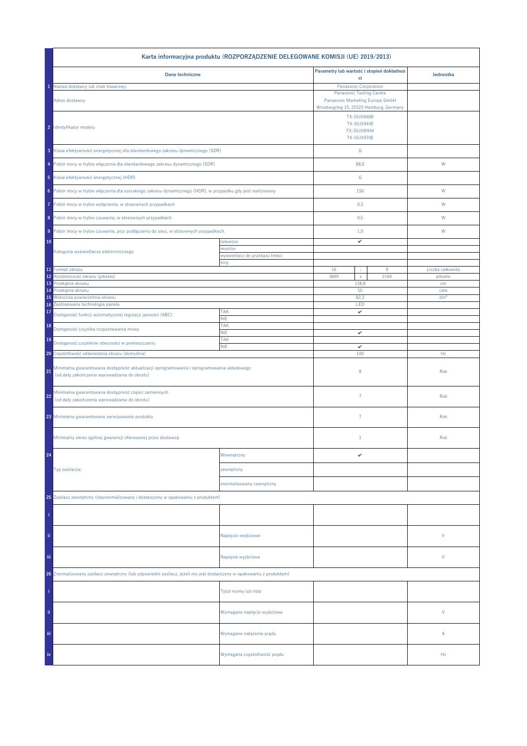| | Karta informacyjna produktu (ROZPORZĄDZENIE DELEGOWANE KOMISJI (UE) 2019/2013) | | | | | |
|---|---|---|---|---|---|---|
| | **Dane techniczne** | | **Parametry lub wartość i stopień dokładności** | | | **Jednostka** |
| 1 | Nazwa dostawcy lub znak towarowy: | | Panasonic Corporation | | | |
| | Adres dostawcy | | Panasonic Testing Centre<br>Panasonic Marketing Europe GmbH<br>Winsbergring 15, 22525 Hamburg, Germany | | | |
| 2 | Identyfikator modelu | | TX-55JX940B<br>TX-55JX940E<br>TX-55JXW944<br>TX-55JX970E | | | |
| 3 | Klasa efektywności energetycznej dla standardowego zakresu dynamicznego (SDR) | | G | | | |
| 4 | Pobór mocy w trybie włączenia dla standardowego zakresu dynamicznego (SDR) | | 88,0 | | | W |
| 5 | Klasa efektywności energetycznej (HDR) | | G | | | |
| 6 | Pobór mocy w trybie włączenia dla szerokiego zakresu dynamicznego (HDR), w przypadku gdy jest realizowany | | 156 | | | W |
| 7 | Pobór mocy w trybie wyłączenia, w stosownych przypadkach | | 0,3 | | | W |
| 8 | Pobór mocy w trybie czuwania, w stosownych przypadkach | | 0,5 | | | W |
| 9 | Pobór mocy w trybie czuwania, przy podłączeniu do sieci, w stosownych przypadkach. | | 1,0 | | | W |
| 10 | Kategoria wyświetlacza elektronicznego | telewizor | ✔ | | | |
| | | monitor | | | | |
| | | wyświetlacz do przekazu treści | | | | |
| | | inny | | | | |
| 11 | Format obrazu | | 16 | : | 9 | Liczba całkowita |
| 12 | Rozdzielczość ekranu (piksele) | | 3840 | x | 2160 | piksele |
| 13 | Przekątna ekranu | | 138,8 | | | cm |
| 14 | Przekątna ekranu | | 55 | | | cale |
| 15 | Widoczna powierzchnia ekranu | | 82,3 | | | dm² |
| 16 | Zastosowana technologia panelu | | LED | | | |
| 17 | Dostępność funkcji automatycznej regulacji jasności (ABC) | TAK | ✔ | | | |
| | | NIE | | | | |
| 18 | Dostępność czujnika rozpoznawania mowy | TAK | | | | |
| | | NIE | ✔ | | | |
| 19 | Dostępność czujników obecności w pomieszczeniu | TAK | | | | |
| | | NIE | ✔ | | | |
| 20 | Częstotliwość odświeżania obrazu (domyślna) | | 100 | | | Hz |
| 21 | Minimalna gwarantowana dostępność aktualizacji oprogramowania i oprogramowania układowego (od daty zakończenia wprowadzania do obrotu) | | 8 | | | Rok |
| 22 | Minimalna gwarantowana dostępność części zamiennych (od daty zakończenia wprowadzania do obrotu) | | 7 | | | Rok |
| 23 | Minimalne gwarantowane serwisowanie produktu | | 7 | | | Rok |
| | Minimalny okres ogólnej gwarancji oferowanej przez dostawcę | | 1 | | | Rok |
| 24 | Typ zasilacza: | Wewnętrzny | ✔ | | | |
| | | zewnętrzny | | | | |
| | | znormalizowany zewnętrzny | | | | |
| 25 | Zasilacz zewnętrzny (nieznormalizowany i dostarczony w opakowaniu z produktem) | | | | | |
| i | | | | | | |
| ii | | Napięcie wejściowe | | | | V |
| iii | | Napięcie wyjściowe | | | | V |
| 26 | Znormalizowany zasilacz zewnętrzny (lub odpowiedni zasilacz, jeżeli nie jest dostarczony w opakowaniu z produktem) | | | | | |
| i | | Tytuł normy lub lista | | | | |
| ii | | Wymagane napięcie wyjściowe | | | | V |
| iii | | Wymagane natężenie prądu | | | | A |
| iv | | Wymagana częstotliwość prądu | | | | Hz |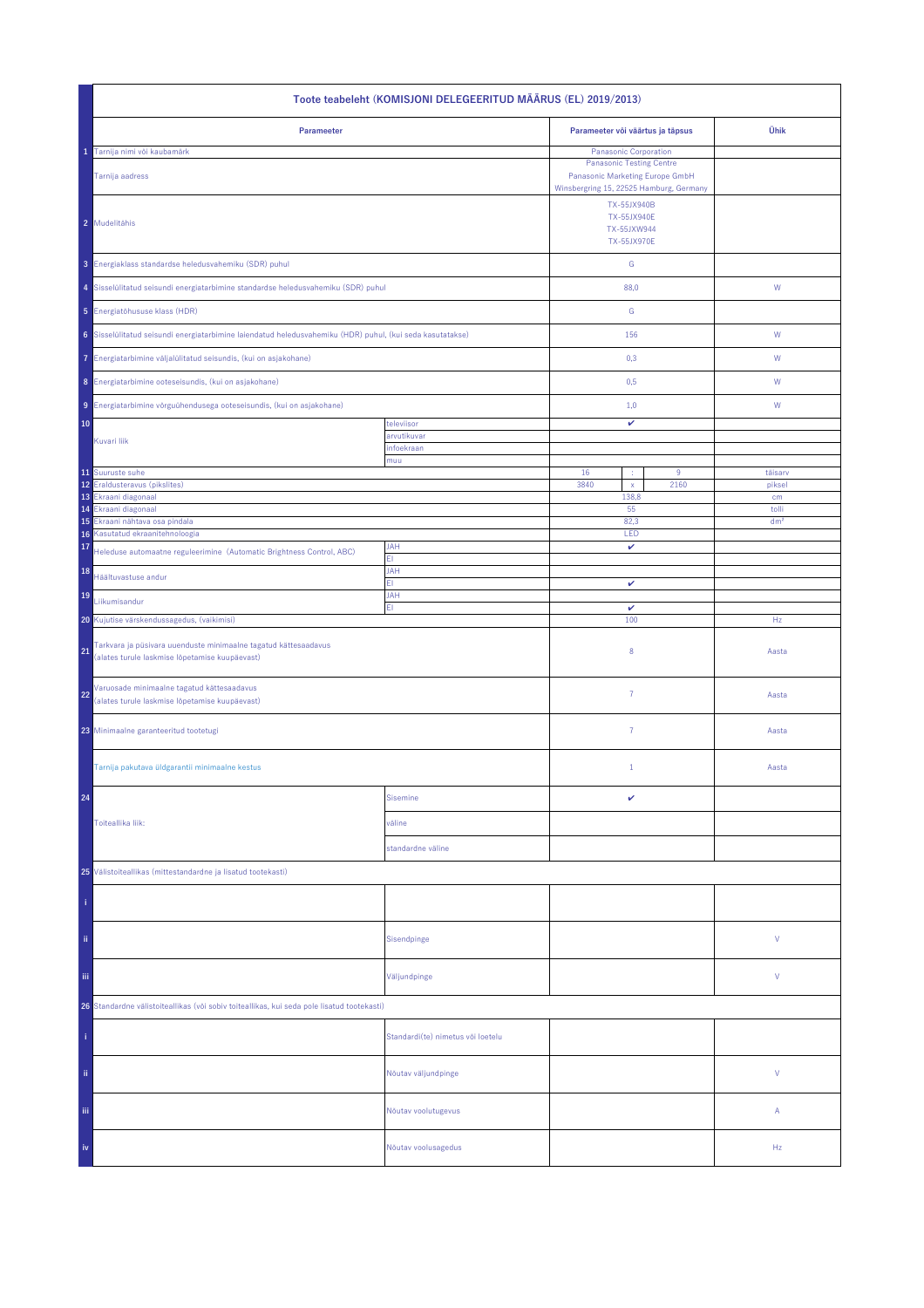| | Toote teabeleht (KOMISJONI DELEGEERITUD MÄÄRUS (EL) 2019/2013) | | | | | |
|---|---|---|---|---|---|---|
| | **Parameeter** | | **Parameeter või väärtus ja täpsus** | | | **Ühik** |
| 1 | Tarnija nimi või kaubamärk | | Panasonic Corporation | | | |
| | Tarnija aadress | | Panasonic Testing Centre<br>Panasonic Marketing Europe GmbH<br>Winsbergring 15, 22525 Hamburg, Germany | | | |
| 2 | Mudelitähis | | TX-55JX940B<br>TX-55JX940E<br>TX-55JXW944<br>TX-55JX970E | | | |
| 3 | Energiaklass standardse heledusvahemiku (SDR) puhul | | G | | | |
| 4 | Sisselülitatud seisundi energiatarbimine standardse heledusvahemiku (SDR) puhul | | 88,0 | | | W |
| 5 | Energiatõhususe klass (HDR) | | G | | | |
| 6 | Sisselülitatud seisundi energiatarbimine laiendatud heledusvahemiku (HDR) puhul, (kui seda kasutatakse) | | 156 | | | W |
| 7 | Energiatarbimine väljalülitatud seisundis, (kui on asjakohane) | | 0,3 | | | W |
| 8 | Energiatarbimine ooteseisundis, (kui on asjakohane) | | 0,5 | | | W |
| 9 | Energiatarbimine võrguühendusega ooteseisundis, (kui on asjakohane) | | 1,0 | | | W |
| 10 | Kuvari liik | televiisor | ✔ | | | |
| | | arvutikuvar | | | | |
| | | infoekraan | | | | |
| | | muu | | | | |
| 11 | Suuruste suhe | | 16 | : | 9 | täisarv |
| 12 | Eraldusteravus (pikslites) | | 3840 | x | 2160 | piksel |
| 13 | Ekraani diagonaal | | 138,8 | | | cm |
| 14 | Ekraani diagonaal | | 55 | | | tolli |
| 15 | Ekraani nähtava osa pindala | | 82,3 | | | dm² |
| 16 | Kasutatud ekraanitehnoloogia | | LED | | | |
| 17 | Heleduse automaatne reguleerimine (Automatic Brightness Control, ABC) | JAH | ✔ | | | |
| | | EI | | | | |
| 18 | Häältuvastuse andur | JAH | | | | |
| | | EI | ✔ | | | |
| 19 | Liikumisandur | JAH | | | | |
| | | EI | ✔ | | | |
| 20 | Kujutise värskendussagedus, (vaikimisi) | | 100 | | | Hz |
| 21 | Tarkvara ja püsivara uuenduste minimaalne tagatud kättesaadavus<br>(alates turule laskmise lõpetamise kuupäevast) | | 8 | | | Aasta |
| 22 | Varuosade minimaalne tagatud kättesaadavus<br>(alates turule laskmise lõpetamise kuupäevast) | | 7 | | | Aasta |
| 23 | Minimaalne garanteeritud tootetugi | | 7 | | | Aasta |
| | Tarnija pakutava üldgarantii minimaalne kestus | | 1 | | | Aasta |
| 24 | Toiteallika liik: | Sisemine | ✔ | | | |
| | | väline | | | | |
| | | standardne väline | | | | |
| 25 | Välistoiteallikas (mittestandardne ja lisatud tootekasti) | | | | | |
| i | | | | | | |
| ii | | Sisendpinge | | | | V |
| iii | | Väljundpinge | | | | V |
| 26 | Standardne välistoiteallikas (või sobiv toiteallikas, kui seda pole lisatud tootekasti) | | | | | |
| i | | Standardi(te) nimetus või loetelu | | | | |
| ii | | Nõutav väljundpinge | | | | V |
| iii | | Nõutav voolutugevus | | | | A |
| iv | | Nõutav voolusagedus | | | | Hz |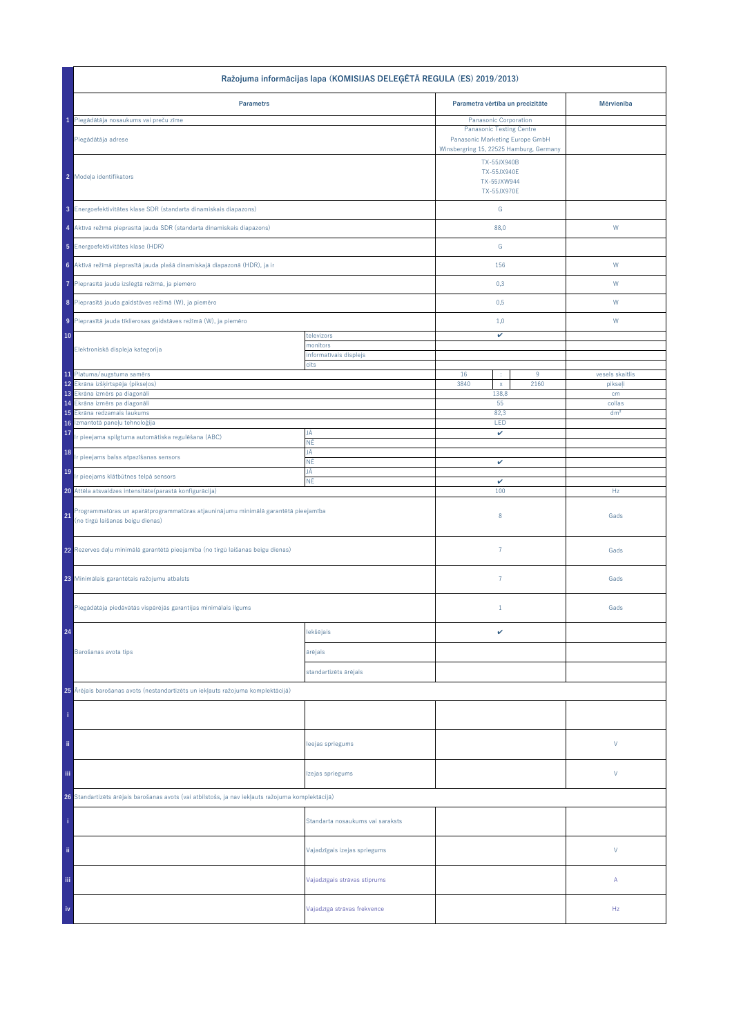| | Ražojuma informācijas lapa (KOMISIJAS DELEĢĒTĀ REGULA (ES) 2019/2013) | | | | | |
|---|---|---|---|---|---|---|
| | **Parametrs** | | **Parametra vērtība un precizitāte** | | | **Mērvienība** |
| 1 | Piegādātāja nosaukums vai preču zīme | | Panasonic Corporation | | | |
| | Piegādātāja adrese | | Panasonic Testing Centre<br>Panasonic Marketing Europe GmbH<br>Winsbergring 15, 22525 Hamburg, Germany | | | |
| 2 | Modeļa identifikators | | TX-55JX940B<br>TX-55JX940E<br>TX-55JXW944<br>TX-55JX970E | | | |
| 3 | Energoefektivitātes klase SDR (standarta dinamiskais diapazons) | | G | | | |
| 4 | Aktīvā režīmā pieprasītā jauda SDR (standarta dinamiskais diapazons) | | 88,0 | | | W |
| 5 | Energoefektivitātes klase (HDR) | | G | | | |
| 6 | Aktīvā režīmā pieprasītā jauda plašā dinamiskajā diapazonā (HDR), ja ir | | 156 | | | W |
| 7 | Pieprasītā jauda izslēgtā režīmā, ja piemēro | | 0,3 | | | W |
| 8 | Pieprasītā jauda gaidstāves režīmā (W), ja piemēro | | 0,5 | | | W |
| 9 | Pieprasītā jauda tīklierosas gaidstāves režīmā (W), ja piemēro | | 1,0 | | | W |
| 10 | Elektroniskā displeja kategorija | televizors | ✔ | | | |
| | | monitors | | | | |
| | | informatīvais displejs | | | | |
| | | cits | | | | |
| 11 | Platuma/augstuma samērs | | 16 | : | 9 | vesels skaitlis |
| 12 | Ekrāna izšķirtspēja (pikseļos) | | 3840 | x | 2160 | pikseļi |
| 13 | Ekrāna izmērs pa diagonāli | | 138,8 | | | cm |
| 14 | Ekrāna izmērs pa diagonāli | | 55 | | | collas |
| 15 | Ekrāna redzamais laukums | | 82,3 | | | dm² |
| 16 | Izmantotā paneļu tehnoloģija | | LED | | | |
| 17 | Ir pieejama spilgtuma automātiska regulēšana (ABC) | JĀ | ✔ | | | |
| | | NĒ | | | | |
| 18 | Ir pieejams balss atpazīšanas sensors | JĀ | | | | |
| | | NĒ | ✔ | | | |
| 19 | Ir pieejams klātbūtnes telpā sensors | JĀ | | | | |
| | | NĒ | ✔ | | | |
| 20 | Attēla atsvaidzes intensitāte(parastā konfigurācija) | | 100 | | | Hz |
| 21 | Programmatūras un aparātprogrammatūras atjauninājumu minimālā garantētā pieejamība (no tirgū laišanas beigu dienas) | | 8 | | | Gads |
| 22 | Rezerves daļu minimālā garantētā pieejamība (no tirgū laišanas beigu dienas) | | 7 | | | Gads |
| 23 | Minimālais garantētais ražojumu atbalsts | | 7 | | | Gads |
| | Piegādātāja piedāvātās vispārējās garantijas minimālais ilgums | | 1 | | | Gads |
| 24 | Barošanas avota tips | Iekšējais | ✔ | | | |
| | | ārējais | | | | |
| | | standartizēts ārējais | | | | |
| 25 | Ārējais barošanas avots (nestandartizēts un iekļauts ražojuma komplektācijā) | | | | | |
| i | | | | | | |
| ii | | Ieejas spriegums | | | | V |
| iii | | Izejas spriegums | | | | V |
| 26 | Standartizēts ārējais barošanas avots (vai atbilstošs, ja nav iekļauts ražojuma komplektācijā) | | | | | |
| i | | Standarta nosaukums vai saraksts | | | | |
| ii | | Vajadzīgais izejas spriegums | | | | V |
| iii | | Vajadzīgais strāvas stiprums | | | | A |
| iv | | Vajadzīgā strāvas frekvence | | | | Hz |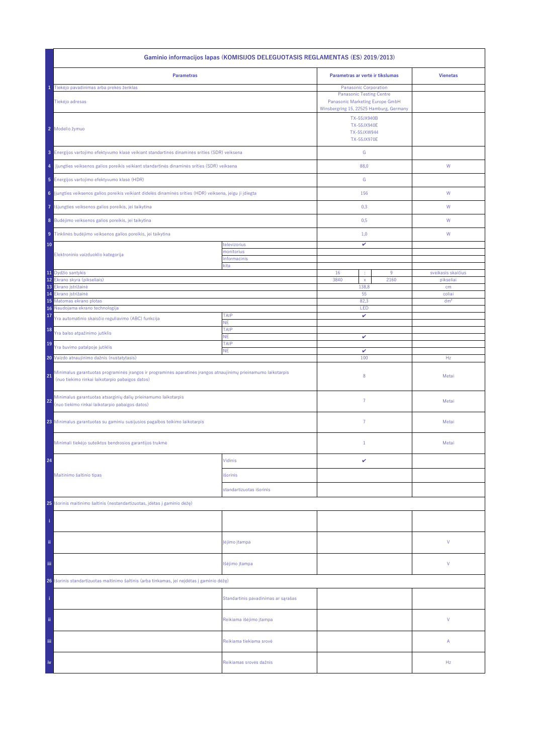| | Gaminio informacijos lapas (KOMISIJOS DELEGUOTASIS REGLAMENTAS (ES) 2019/2013) | | | | | |
|---|---|---|---|---|---|---|
| | **Parametras** | | **Parametras ar vertė ir tikslumas** | | | **Vienetas** |
| 1 | Tiekėjo pavadinimas arba prekės ženklas | | Panasonic Corporation | | | |
| | Tiekėjo adresas | | Panasonic Testing Centre<br>Panasonic Marketing Europe GmbH<br>Winsbergring 15, 22525 Hamburg, Germany | | | |
| 2 | Modelio žymuo | | TX-55JX940B<br>TX-55JX940E<br>TX-55JXW944<br>TX-55JX970E | | | |
| 3 | Energijos vartojimo efektyvumo klasė veikiant standartinės dinaminės srities (SDR) veiksena | | G | | | |
| 4 | Įjungties veiksenos galios poreikis veikiant standartinės dinaminės srities (SDR) veiksena | | 88,0 | | | W |
| 5 | Energijos vartojimo efektyvumo klasė (HDR) | | G | | | |
| 6 | Įjungties veiksenos galios poreikis veikiant didelės dinaminės srities (HDR) veiksena, jeigu ji įdiegta | | 156 | | | W |
| 7 | Išjungties veiksenos galios poreikis, jei taikytina | | 0,3 | | | W |
| 8 | Budėjimo veiksenos galios poreikis, jei taikytina | | 0,5 | | | W |
| 9 | Tinklinės budėjimo veiksenos galios poreikis, jei taikytina | | 1,0 | | | W |
| 10 | Elektroninio vaizduoklio kategorija | televizorius | ✔ | | | |
| | | monitorius | | | | |
| | | informacinis | | | | |
| | | kita | | | | |
| 11 | Dydžio santykis | | 16 | : | 9 | sveikasis skaičius |
| 12 | Ekrano skyra (pikseliais) | | 3840 | x | 2160 | pikseliai |
| 13 | Ekrano įstrižainė | | 138,8 | | | cm |
| 14 | Ekrano įstrižainė | | 55 | | | coliai |
| 15 | Matomas ekrano plotas | | 82,3 | | | dm² |
| 16 | Naudojama ekrano technologija | | LED | | | |
| 17 | Yra automatinio skaisčio reguliavimo (ABC) funkcija | TAIP | ✔ | | | |
| | | NE | | | | |
| 18 | Yra balso atpažinimo jutiklis | TAIP | | | | |
| | | NE | ✔ | | | |
| 19 | Yra buvimo patalpoje jutiklis | TAIP | | | | |
| | | NE | ✔ | | | |
| 20 | Vaizdo atnaujinimo dažnis (nustatytasis) | | 100 | | | Hz |
| 21 | Minimalus garantuotas programinės įrangos ir programinės aparatinės įrangos atnaujinimų prieinamumo laikotarpis (nuo tiekimo rinkai laikotarpio pabaigos datos) | | 8 | | | Metai |
| 22 | Minimalus garantuotas atsarginių dalių prieinamumo laikotarpis (nuo tiekimo rinkai laikotarpio pabaigos datos) | | 7 | | | Metai |
| 23 | Minimalus garantuotas su gaminiu susijusios pagalbos teikimo laikotarpis | | 7 | | | Metai |
| | Minimali tiekėjo suteiktos bendrosios garantijos trukmė | | 1 | | | Metai |
| 24 | Maitinimo šaltinio tipas | Vidinis | ✔ | | | |
| | | išorinis | | | | |
| | | standartizuotas išorinis | | | | |
| 25 | Išorinis maitinimo šaltinis (nestandartizuotas, įdėtas į gaminio dėžę) | | | | | |
| i | | | | | | |
| ii | | Įėjimo įtampa | | | | V |
| iii | | Išėjimo įtampa | | | | V |
| 26 | Išorinis standartizuotas maitinimo šaltinis (arba tinkamas, jei neįdėtas į gaminio dėžę) | | | | | |
| i | | Standartinis pavadinimas ar sąrašas | | | | |
| ii | | Reikiama išėjimo įtampa | | | | V |
| iii | | Reikiama tiekiama srovė | | | | A |
| iv | | Reikiamas srovės dažnis | | | | Hz |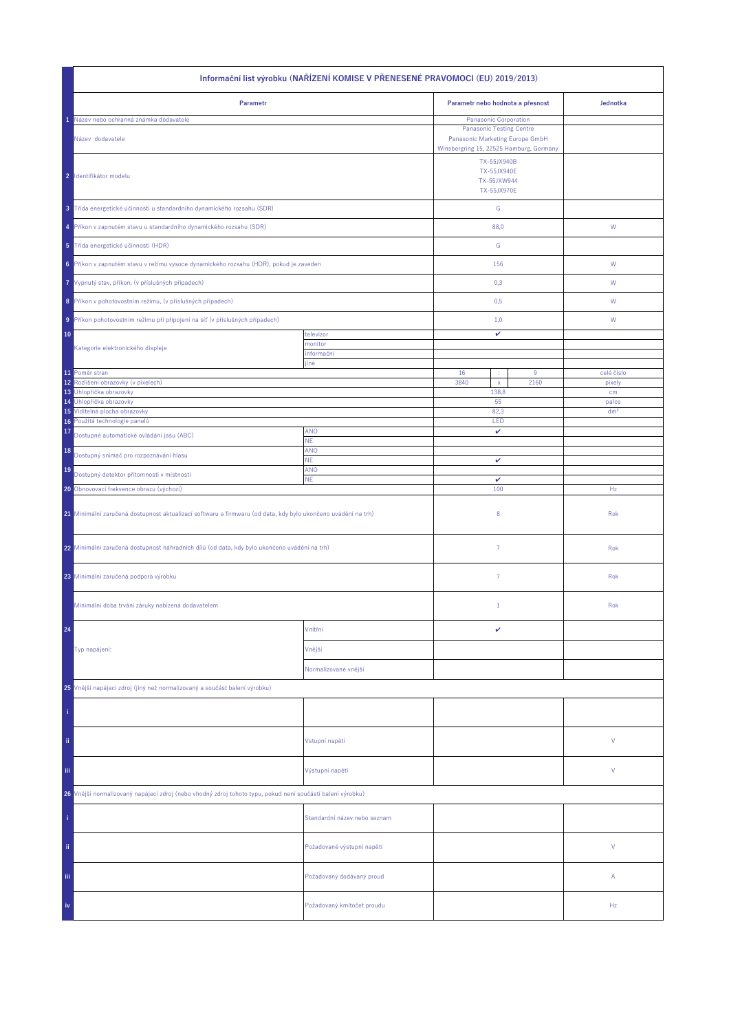| | Informační list výrobku (NAŘÍZENÍ KOMISE V PŘENESENÉ PRAVOMOCI (EU) 2019/2013) | | | | | |
|---|---|---|---|---|---|---|
| | Parametr | | Parametr nebo hodnota a přesnost | | | Jednotka |
| 1 | Název nebo ochranná známka dodavatele | | Panasonic Corporation | | | |
| | Název dodavatele | | Panasonic Testing Centre<br>Panasonic Marketing Europe GmbH<br>Winsbergring 15, 22525 Hamburg, Germany | | | |
| 2 | Identifikátor modelu | | TX-55JX940B<br>TX-55JX940E<br>TX-55JXW944<br>TX-55JX970E | | | |
| 3 | Třída energetické účinnosti u standardního dynamického rozsahu (SDR) | | G | | | |
| 4 | Příkon v zapnutém stavu u standardního dynamického rozsahu (SDR) | | 88,0 | | | W |
| 5 | Třída energetické účinnosti (HDR) | | G | | | |
| 6 | Příkon v zapnutém stavu v režimu vysoce dynamického rozsahu (HDR), pokud je zaveden | | 156 | | | W |
| 7 | Vypnutý stav, příkon, (v příslušných případech) | | 0,3 | | | W |
| 8 | Příkon v pohotovostním režimu, (v příslušných případech) | | 0,5 | | | W |
| 9 | Příkon pohotovostním režimu při připojení na síť (v příslušných případech) | | 1,0 | | | W |
| 10 | Kategorie elektronického displeje | televizor | ✔ | | | |
| | | monitor | | | | |
| | | informační | | | | |
| | | jiné | | | | |
| 11 | Poměr stran | | 16 | : | 9 | celé číslo |
| 12 | Rozlišení obrazovky (v pixelech) | | 3840 | x | 2160 | pixely |
| 13 | Úhlopříčka obrazovky | | 138,8 | | | cm |
| 14 | Úhlopříčka obrazovky | | 55 | | | palce |
| 15 | Viditelná plocha obrazovky | | 82,3 | | | dm² |
| 16 | Použitá technologie panelů | | LED | | | |
| 17 | Dostupné automatické ovládání jasu (ABC) | ANO | ✔ | | | |
| | | NE | | | | |
| 18 | Dostupný snímač pro rozpoznávání hlasu | ANO | | | | |
| | | NE | ✔ | | | |
| 19 | Dostupný detektor přítomnosti v místnosti | ANO | | | | |
| | | NE | ✔ | | | |
| 20 | Obnovovací frekvence obrazu (výchozí) | | 100 | | | Hz |
| 21 | Minimální zaručená dostupnost aktualizací softwaru a firmwaru (od data, kdy bylo ukončeno uvádění na trh) | | 8 | | | Rok |
| 22 | Minimální zaručená dostupnost náhradních dílů (od data, kdy bylo ukončeno uvádění na trh) | | 7 | | | Rok |
| 23 | Minimální zaručená podpora výrobku | | 7 | | | Rok |
| | Minimální doba trvání záruky nabízená dodavatelem | | 1 | | | Rok |
| 24 | Typ napájení: | Vnitřní | ✔ | | | |
| | | Vnější | | | | |
| | | Normalizované vnější | | | | |
| 25 | Vnější napájecí zdroj (jiný než normalizovaný a součást balení výrobku) | | | | | |
| i | | | | | | |
| ii | | Vstupní napětí | | | | V |
| iii | | Výstupní napětí | | | | V |
| 26 | Vnější normalizovaný napájecí zdroj (nebo vhodný zdroj tohoto typu, pokud není součástí balení výrobku) | | | | | |
| i | | Standardní název nebo seznam | | | | |
| ii | | Požadované výstupní napětí | | | | V |
| iii | | Požadovaný dodávaný proud | | | | A |
| iv | | Požadovaný kmitočet proudu | | | | Hz |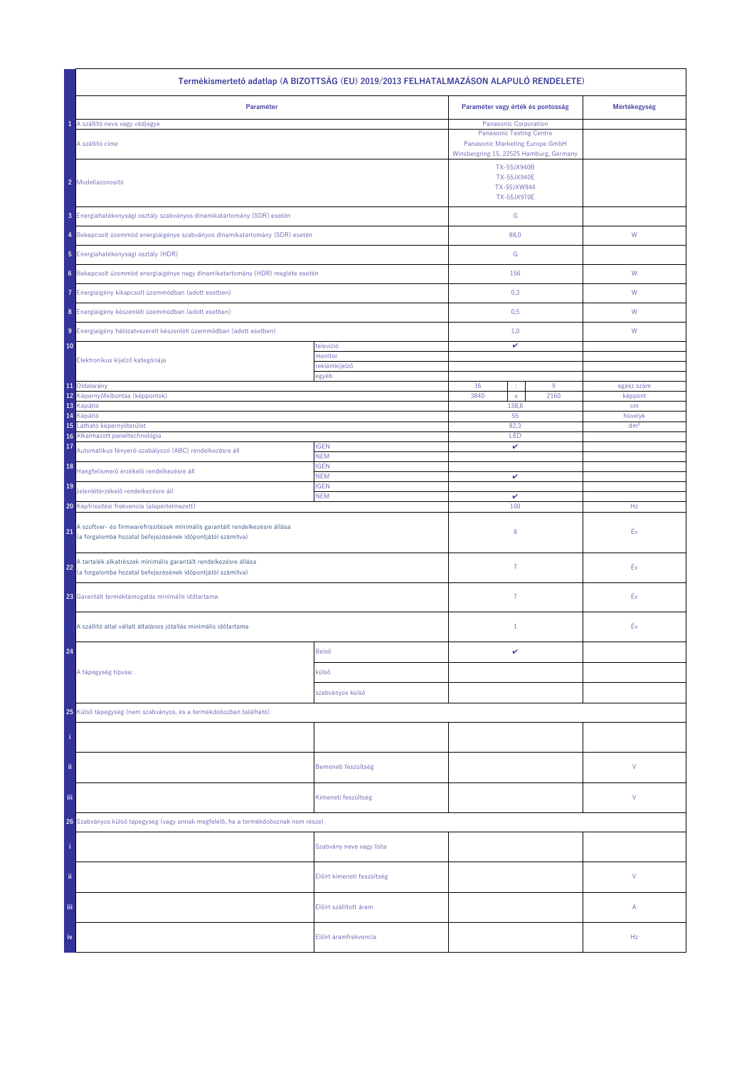| | Termékismertető adatlap (A BIZOTTSÁG (EU) 2019/2013 FELHATALMAZÁSON ALAPULÓ RENDELETE) | | | | | |
|---|---|---|---|---|---|---|
| | **Paraméter** | | **Paraméter vagy érték és pontosság** | | | **Mértékegység** |
| 1 | A szállító neve vagy védjegye | | Panasonic Corporation | | | |
| | A szállító címe | | Panasonic Testing Centre<br>Panasonic Marketing Europe GmbH<br>Winsbergring 15, 22525 Hamburg, Germany | | | |
| 2 | Modellazonosító | | TX-55JX940B<br>TX-55JX940E<br>TX-55JXW944<br>TX-55JX970E | | | |
| 3 | Energiahatékonysági osztály szabványos dinamikatartomány (SDR) esetén | | G | | | |
| 4 | Bekapcsolt üzemmód energiaigénye szabványos dinamikatartomány (SDR) esetén | | 88,0 | | | W |
| 5 | Energiahatékonysági osztály (HDR) | | G | | | |
| 6 | Bekapcsolt üzemmód energiaigénye nagy dinamikatartomány (HDR) megléte esetén | | 156 | | | W |
| 7 | Energiaigény kikapcsolt üzemmódban (adott esetben) | | 0,3 | | | W |
| 8 | Energiaigény készenléti üzemmódban (adott esetben) | | 0,5 | | | W |
| 9 | Energiaigény hálózatvezérelt készenléti üzemmódban (adott esetben) | | 1,0 | | | W |
| 10 | Elektronikus kijelző kategóriája | televízió | ✔ | | | |
| | | monitor | | | | |
| | | reklámkijelző | | | | |
| | | egyéb | | | | |
| 11 | Oldalarány | | 16 | : | 9 | egész szám |
| 12 | Képernyőfelbontás (képpontok) | | 3840 | x | 2160 | képpont |
| 13 | Képátló | | 138,8 | | | cm |
| 14 | Képátló | | 55 | | | hüvelyk |
| 15 | Látható képernyőterület | | 82,3 | | | dm² |
| 16 | Alkalmazott paneltechnológia | | LED | | | |
| 17 | Automatikus fényerő-szabályozó (ABC) rendelkezésre áll | IGEN | ✔ | | | |
| | | NEM | | | | |
| 18 | Hangfelismerő érzékelő rendelkezésre áll | IGEN | | | | |
| | | NEM | ✔ | | | |
| 19 | Jelenlétérzékelő rendelkezésre áll | IGEN | | | | |
| | | NEM | ✔ | | | |
| 20 | Képfrissítési frekvencia (alapértelmezett) | | 100 | | | Hz |
| 21 | A szoftver- és firmwarefrissítések minimális garantált rendelkezésre állása (a forgalomba hozatal befejezésének időpontjától számítva) | | 8 | | | Év |
| 22 | A tartalék alkatrészek minimális garantált rendelkezésre állása (a forgalomba hozatal befejezésének időpontjától számítva) | | 7 | | | Év |
| 23 | Garantált terméktámogatás minimális időtartama | | 7 | | | Év |
| | A szállító által vállalt általános jótállás minimális időtartama | | 1 | | | Év |
| 24 | A tápegység típusa: | Belső | ✔ | | | |
| | | külső | | | | |
| | | szabványos külső | | | | |
| 25 | Külső tápegység (nem szabványos, és a termékdobozban található) | | | | | |
| i | | | | | | |
| ii | | Bemeneti feszültség | | | | V |
| iii | | Kimeneti feszültség | | | | V |
| 26 | Szabványos külső tápegység (vagy annak megfelelő, ha a termékdoboznak nem része) | | | | | |
| i | | Szabvány neve vagy lista | | | | |
| ii | | Előírt kimeneti feszültség | | | | V |
| iii | | Előírt szállított áram | | | | A |
| iv | | Előírt áramfrekvencia | | | | Hz |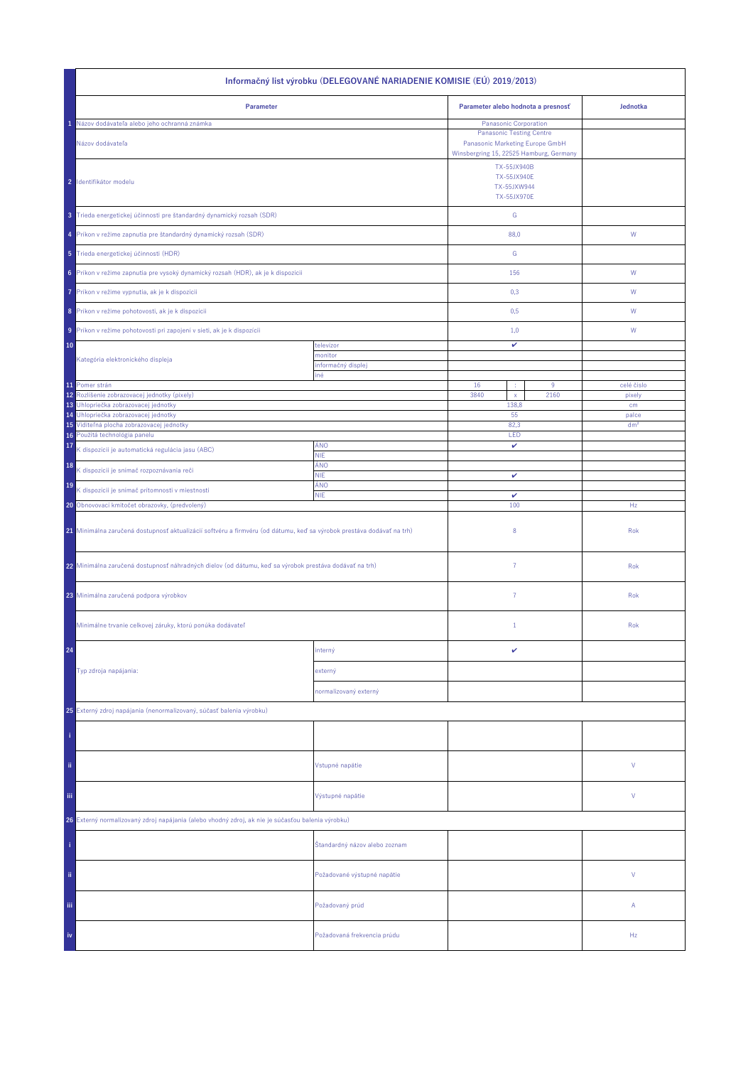| | Informačný list výrobku (DELEGOVANÉ NARIADENIE KOMISIE (EÚ) 2019/2013) | | | | | |
|---|---|---|---|---|---|---|
| | **Parameter** | | **Parameter alebo hodnota a presnosť** | | | **Jednotka** |
| 1 | Názov dodávateľa alebo jeho ochranná známka | | Panasonic Corporation | | | |
| | Názov dodávateľa | | Panasonic Testing Centre<br>Panasonic Marketing Europe GmbH<br>Winsbergring 15, 22525 Hamburg, Germany | | | |
| 2 | Identifikátor modelu | | TX-55JX940B<br>TX-55JX940E<br>TX-55JXW944<br>TX-55JX970E | | | |
| 3 | Trieda energetickej účinnosti pre štandardný dynamický rozsah (SDR) | | G | | | |
| 4 | Príkon v režime zapnutia pre štandardný dynamický rozsah (SDR) | | 88,0 | | | W |
| 5 | Trieda energetickej účinnosti (HDR) | | G | | | |
| 6 | Príkon v režime zapnutia pre vysoký dynamický rozsah (HDR), ak je k dispozícii | | 156 | | | W |
| 7 | Príkon v režime vypnutia, ak je k dispozícii | | 0,3 | | | W |
| 8 | Príkon v režime pohotovosti, ak je k dispozícii | | 0,5 | | | W |
| 9 | Príkon v režime pohotovosti pri zapojení v sieti, ak je k dispozícii | | 1,0 | | | W |
| 10 | Kategória elektronického displeja | televízor | ✔ | | | |
| | | monitor | | | | |
| | | informačný displej | | | | |
| | | iné | | | | |
| 11 | Pomer strán | | 16 | : | 9 | celé číslo |
| 12 | Rozlíšenie zobrazovacej jednotky (pixely) | | 3840 | x | 2160 | pixely |
| 13 | Uhlopriečka zobrazovacej jednotky | | 138,8 | | | cm |
| 14 | Uhlopriečka zobrazovacej jednotky | | 55 | | | palce |
| 15 | Viditeľná plocha zobrazovacej jednotky | | 82,3 | | | dm² |
| 16 | Použitá technológia panelu | | LED | | | |
| 17 | K dispozícii je automatická regulácia jasu (ABC) | ÁNO | ✔ | | | |
| | | NIE | | | | |
| 18 | K dispozícii je snímač rozpoznávania reči | ÁNO | | | | |
| | | NIE | ✔ | | | |
| 19 | K dispozícii je snímač prítomnosti v miestnosti | ÁNO | | | | |
| | | NIE | ✔ | | | |
| 20 | Obnovovací kmitočet obrazovky, (predvolený) | | 100 | | | Hz |
| 21 | Minimálna zaručená dostupnosť aktualizácií softvéru a firmvéru (od dátumu, keď sa výrobok prestáva dodávať na trh) | | 8 | | | Rok |
| 22 | Minimálna zaručená dostupnosť náhradných dielov (od dátumu, keď sa výrobok prestáva dodávať na trh) | | 7 | | | Rok |
| 23 | Minimálna zaručená podpora výrobkov | | 7 | | | Rok |
| | Minimálne trvanie celkovej záruky, ktorú ponúka dodávateľ | | 1 | | | Rok |
| 24 | Typ zdroja napájania: | interný | ✔ | | | |
| | | externý | | | | |
| | | normalizovaný externý | | | | |
| 25 | Externý zdroj napájania (nenormalizovaný, súčasť balenia výrobku) | | | | | |
| i | | | | | | |
| ii | | Vstupné napätie | | | | V |
| iii | | Výstupné napätie | | | | V |
| 26 | Externý normalizovaný zdroj napájania (alebo vhodný zdroj), ak nie je súčasťou balenia výrobku) | | | | | |
| i | | Štandardný názov alebo zoznam | | | | |
| ii | | Požadované výstupné napätie | | | | V |
| iii | | Požadovaný prúd | | | | A |
| iv | | Požadovaná frekvencia prúdu | | | | Hz |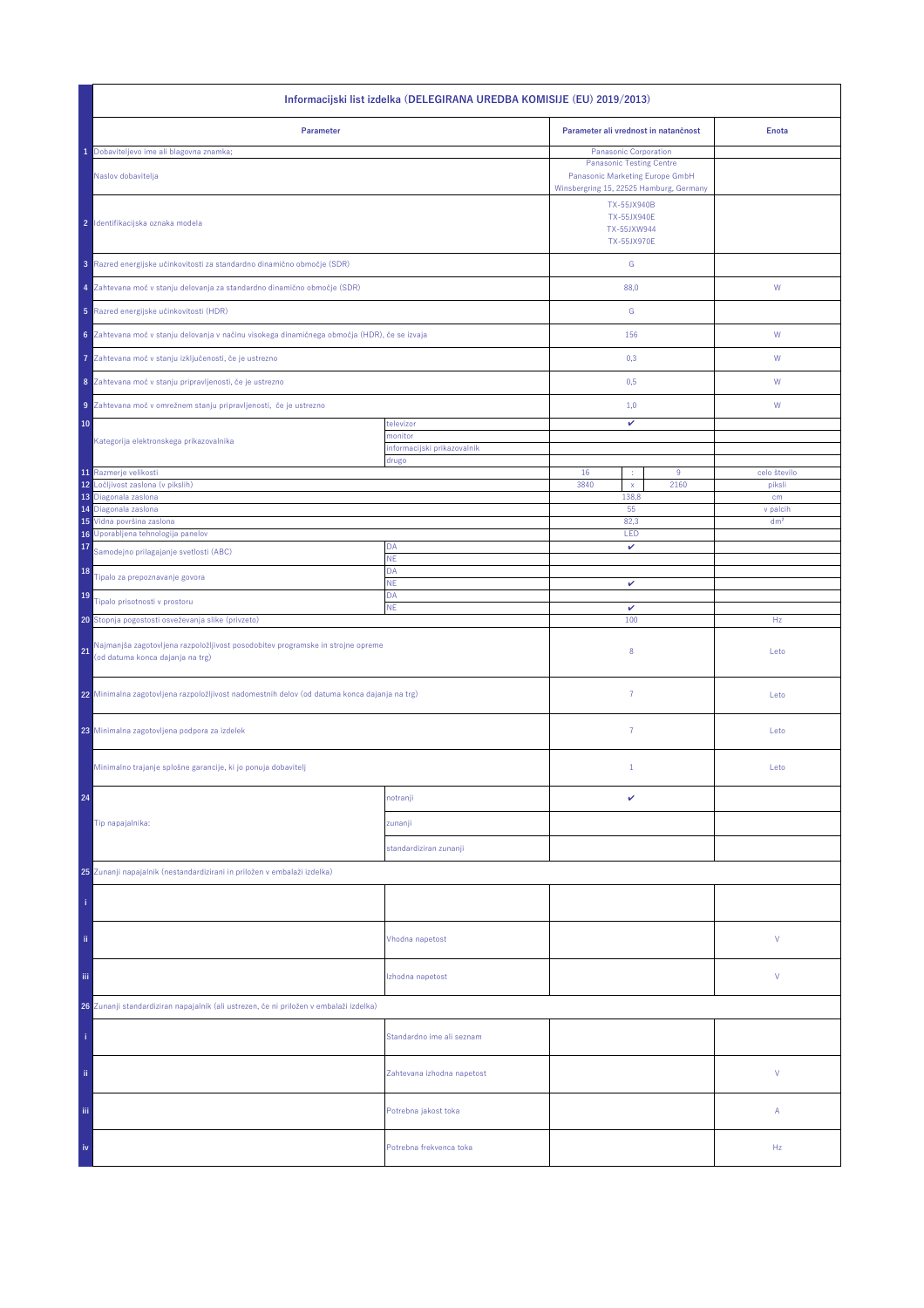| | Informacijski list izdelka (DELEGIRANA UREDBA KOMISIJE (EU) 2019/2013) | | | | | |
|---|---|---|---|---|---|---|
| | **Parameter** | | **Parameter ali vrednost in natančnost** | | | **Enota** |
| 1 | Dobaviteljevo ime ali blagovna znamka: | | Panasonic Corporation | | | |
| | Naslov dobavitelja | | Panasonic Testing Centre<br>Panasonic Marketing Europe GmbH<br>Winsbergring 15, 22525 Hamburg, Germany | | | |
| 2 | Identifikacijska oznaka modela | | TX-55JX940B<br>TX-55JX940E<br>TX-55JXW944<br>TX-55JX970E | | | |
| 3 | Razred energijske učinkovitosti za standardno dinamično območje (SDR) | | G | | | |
| 4 | Zahtevana moč v stanju delovanja za standardno dinamično območje (SDR) | | 88,0 | | | W |
| 5 | Razred energijske učinkovitosti (HDR) | | G | | | |
| 6 | Zahtevana moč v stanju delovanja v načinu visokega dinamičnega območja (HDR), če se izvaja | | 156 | | | W |
| 7 | Zahtevana moč v stanju izključenosti, če je ustrezno | | 0,3 | | | W |
| 8 | Zahtevana moč v stanju pripravljenosti, če je ustrezno | | 0,5 | | | W |
| 9 | Zahtevana moč v omrežnem stanju pripravljenosti, če je ustrezno | | 1,0 | | | W |
| 10 | Kategorija elektronskega prikazovalnika | televizor | ✔ | | | |
| | | monitor | | | | |
| | | informacijski prikazovalnik | | | | |
| | | drugo | | | | |
| 11 | Razmerje velikosti | | 16 | : | 9 | celo število |
| 12 | Ločljivost zaslona (v pikslih) | | 3840 | x | 2160 | piksli |
| 13 | Diagonala zaslona | | 138,8 | | | cm |
| 14 | Diagonala zaslona | | 55 | | | v palcih |
| 15 | Vidna površina zaslona | | 82,3 | | | dm² |
| 16 | Uporabljena tehnologija panelov | | LED | | | |
| 17 | Samodejno prilagajanje svetlosti (ABC) | DA | ✔ | | | |
| | | NE | | | | |
| 18 | Tipalo za prepoznavanje govora | DA | | | | |
| | | NE | ✔ | | | |
| 19 | Tipalo prisotnosti v prostoru | DA | | | | |
| | | NE | ✔ | | | |
| 20 | Stopnja pogostosti osveževanja slike (privzeto) | | 100 | | | Hz |
| 21 | Najmanjša zagotovljena razpoložljivost posodobitev programske in strojne opreme (od datuma konca dajanja na trg) | | 8 | | | Leto |
| 22 | Minimalna zagotovljena razpoložljivost nadomestnih delov (od datuma konca dajanja na trg) | | 7 | | | Leto |
| 23 | Minimalna zagotovljena podpora za izdelek | | 7 | | | Leto |
| | Minimalno trajanje splošne garancije, ki jo ponuja dobavitelj | | 1 | | | Leto |
| 24 | Tip napajalnika: | notranji | ✔ | | | |
| | | zunanji | | | | |
| | | standardiziran zunanji | | | | |
| 25 | Zunanji napajalnik (nestandardizirani in priložen v embalaži izdelka) | | | | | |
| i | | | | | | |
| ii | | Vhodna napetost | | | | V |
| iii | | Izhodna napetost | | | | V |
| 26 | Zunanji standardiziran napajalnik (ali ustrezen, če ni priložen v embalaži izdelka) | | | | | |
| i | | Standardno ime ali seznam | | | | |
| ii | | Zahtevana izhodna napetost | | | | V |
| iii | | Potrebna jakost toka | | | | A |
| iv | | Potrebna frekvenca toka | | | | Hz |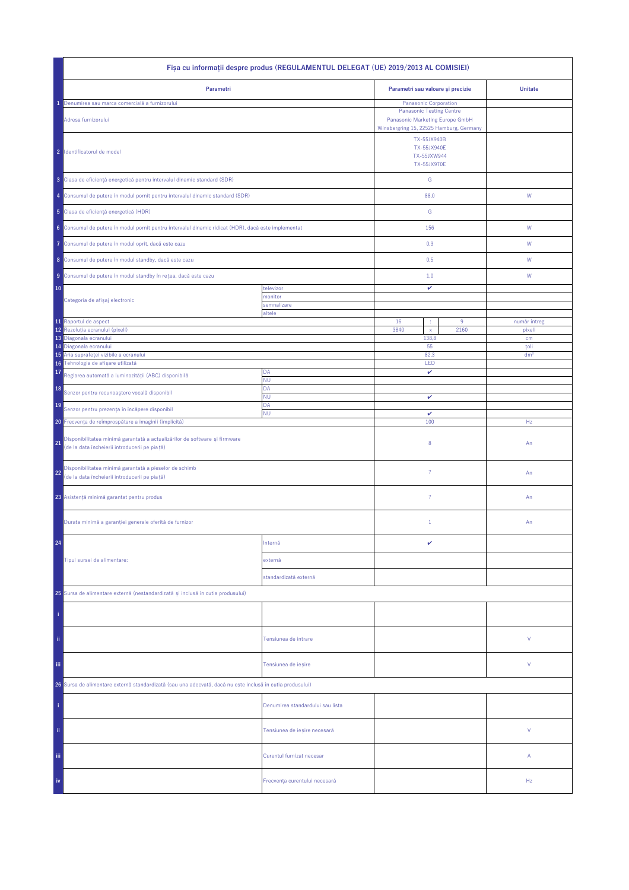| | Fișa cu informații despre produs (REGULAMENTUL DELEGAT (UE) 2019/2013 AL COMISIEI) | | | | | |
|---|---|---|---|---|---|---|
| | **Parametri** | | **Parametri sau valoare și precizie** | | | **Unitate** |
| 1 | Denumirea sau marca comercială a furnizorului | | Panasonic Corporation | | | |
| | Adresa furnizorului | | Panasonic Testing Centre<br>Panasonic Marketing Europe GmbH<br>Winsbergring 15, 22525 Hamburg, Germany | | | |
| 2 | Identificatorul de model | | TX-55JX940B<br>TX-55JX940E<br>TX-55JXW944<br>TX-55JX970E | | | |
| 3 | Clasa de eficiență energetică pentru intervalul dinamic standard (SDR) | | G | | | |
| 4 | Consumul de putere în modul pornit pentru intervalul dinamic standard (SDR) | | 88,0 | | | W |
| 5 | Clasa de eficiență energetică (HDR) | | G | | | |
| 6 | Consumul de putere în modul pornit pentru intervalul dinamic ridicat (HDR), dacă este implementat | | 156 | | | W |
| 7 | Consumul de putere în modul oprit, dacă este cazu | | 0,3 | | | W |
| 8 | Consumul de putere în modul standby, dacă este cazu | | 0,5 | | | W |
| 9 | Consumul de putere în modul standby în rețea, dacă este cazu | | 1,0 | | | W |
| 10 | Categoria de afișaj electronic | televizor | ✔ | | | |
| | | monitor | | | | |
| | | semnalizare | | | | |
| | | altele | | | | |
| 11 | Raportul de aspect | | 16 | : | 9 | număr întreg |
| 12 | Rezoluția ecranului (pixeli) | | 3840 | x | 2160 | pixeli |
| 13 | Diagonala ecranului | | 138,8 | | | cm |
| 14 | Diagonala ecranului | | 55 | | | toli |
| 15 | Aria suprafeței vizibile a ecranului | | 82,3 | | | dm² |
| 16 | Tehnologia de afișare utilizată | | LED | | | |
| 17 | Reglarea automată a luminozității (ABC) disponibilă | DA | ✔ | | | |
| | | NU | | | | |
| 18 | Senzor pentru recunoaștere vocală disponibil | DA | | | | |
| | | NU | ✔ | | | |
| 19 | Senzor pentru prezența în încăpere disponibil | DA | | | | |
| | | NU | ✔ | | | |
| 20 | Frecvența de reîmprospătare a imaginii (implicită) | | 100 | | | Hz |
| 21 | Disponibilitatea minimă garantată a actualizărilor de software și firmware (de la data încheierii introducerii pe piață) | | 8 | | | An |
| 22 | Disponibilitatea minimă garantată a pieselor de schimb (de la data încheierii introducerii pe piață) | | 7 | | | An |
| 23 | Asistență minimă garantat pentru produs | | 7 | | | An |
| | Durata minimă a garanției generale oferită de furnizor | | 1 | | | An |
| 24 | Tipul sursei de alimentare: | Internă | ✔ | | | |
| | | externă | | | | |
| | | standardizată externă | | | | |
| 25 | Sursa de alimentare externă (nestandardizată și inclusă în cutia produsului) | | | | | |
| i | | | | | | |
| ii | | Tensiunea de intrare | | | | V |
| iii | | Tensiunea de ieșire | | | | V |
| 26 | Sursa de alimentare externă standardizată (sau una adecvată, dacă nu este inclusă în cutia produsului) | | | | | |
| i | | Denumirea standardului sau lista | | | | |
| ii | | Tensiunea de ieșire necesară | | | | V |
| iii | | Curentul furnizat necesar | | | | A |
| iv | | Frecvența curentului necesară | | | | Hz |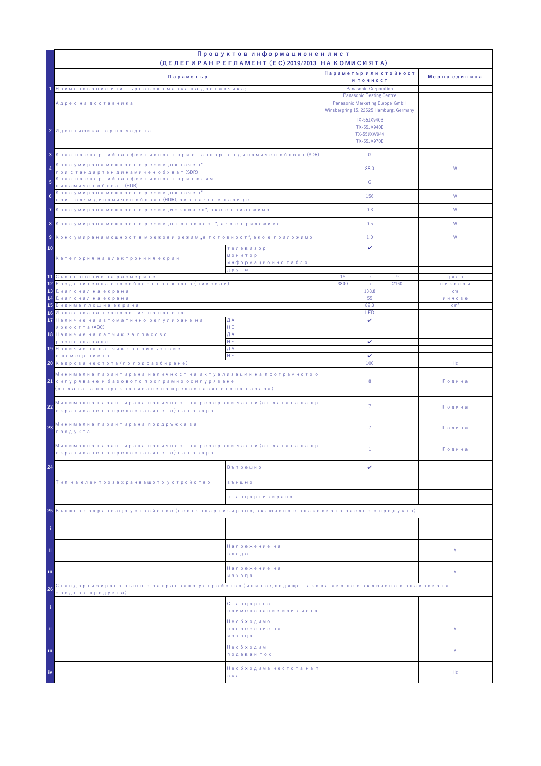# Продуктов информационен лист
## (ДЕЛЕГИРАН РЕГЛАМЕНТ (ЕС) 2019/2013 НА КОМИСИЯТА)

| | Параметър | | Параметър или стойност и точност | | | Мерна единица |
|---|---|---|---|---|---|---|
| 1 | Наименование или търговска марка на доставчика: | | Panasonic Corporation | | | |
| | Адрес на доставчика | | Panasonic Testing Centre<br>Panasonic Marketing Europe GmbH<br>Winsbergring 15, 22525 Hamburg, Germany | | | |
| 2 | Идентификатор на модела | | TX-55JX940B<br>TX-55JX940E<br>TX-55JXW944<br>TX-55JX970E | | | |
| 3 | Клас на енергийна ефективност при стандартен динамичен обхват (SDR) | | G | | | |
| 4 | Консумирана мощност в режим „включен" при стандартен динамичен обхват (SDR) | | 88,0 | | | W |
| 5 | Клас на енергийна ефективност при голям динамичен обхват (HDR) | | G | | | |
| 6 | Консумирана мощност в режим „включен" при голям динамичен обхват (HDR), ако такъв е налице | | 156 | | | W |
| 7 | Консумирана мощност в режим „изключен", ако е приложимо | | 0,3 | | | W |
| 8 | Консумирана мощност в режим „в готовност", ако е приложимо | | 0,5 | | | W |
| 9 | Консумирана мощност в мрежови режим „в готовност", ако е приложимо | | 1,0 | | | W |
| 10 | Категория на електронния екран | телевизор | ✔ | | | |
| | | монитор | | | | |
| | | информационно табло | | | | |
| | | други | | | | |
| 11 | Съотношение на размерите | | 16 | : | 9 | цяло |
| 12 | Разделителна способност на екрана (пиксели) | | 3840 | x | 2160 | пиксели |
| 13 | Диагонал на екрана | | 138,8 | | | cm |
| 14 | Диагонал на екрана | | 55 | | | инчове |
| 15 | Видима площ на екрана | | 82,3 | | | dm² |
| 16 | Използвана технология на панела | | LED | | | |
| 17 | Наличие на автоматично регулиране на яркостта (ABC) | ДА | ✔ | | | |
| | | НЕ | | | | |
| 18 | Наличие на датчик за гласово разпознаване | ДА | | | | |
| | | НЕ | ✔ | | | |
| 19 | Наличие на датчик за присъствие в помещението | ДА | | | | |
| | | НЕ | ✔ | | | |
| 20 | Кадрова честота (по подразбиране) | | 100 | | | Hz |
| 21 | Минимална гарантирана наличност на актуализации на програмното осигуряване и базовото програмно осигуряване (от датата на прекратяване на предоставянето на пазара) | | 8 | | | Година |
| 22 | Минимална гарантирана наличност на резервни части (от датата на прекратяване на предоставянето) на пазара | | 7 | | | Година |
| 23 | Минимална гарантирана поддръжка за продукта | | 7 | | | Година |
| | Минимална гарантирана наличност на резервни части (от датата на прекратяване на предоставянето) на пазара | | 1 | | | Година |
| 24 | Тип на електрозахранващото устройство | Вътрешно | ✔ | | | |
| | | външно | | | | |
| | | стандартизирано | | | | |
| 25 | Външно захранващо устройство (нестандартизирано, включено в опаковката заедно с продукта) | | | | | |
| i | | | | | | |
| ii | | Напрежение на входа | | | | V |
| iii | | Напрежение на изхода | | | | V |
| 26 | Стандартизирано външно захранващо устройство (или подходящо такова, ако не е включено в опаковката заедно с продукта) | | | | | |
| i | | Стандартно наименование или листа | | | | |
| ii | | Необходимо напрежение на изхода | | | | V |
| iii | | Необходим подаван ток | | | | A |
| iv | | Необходима честота на тока | | | | Hz |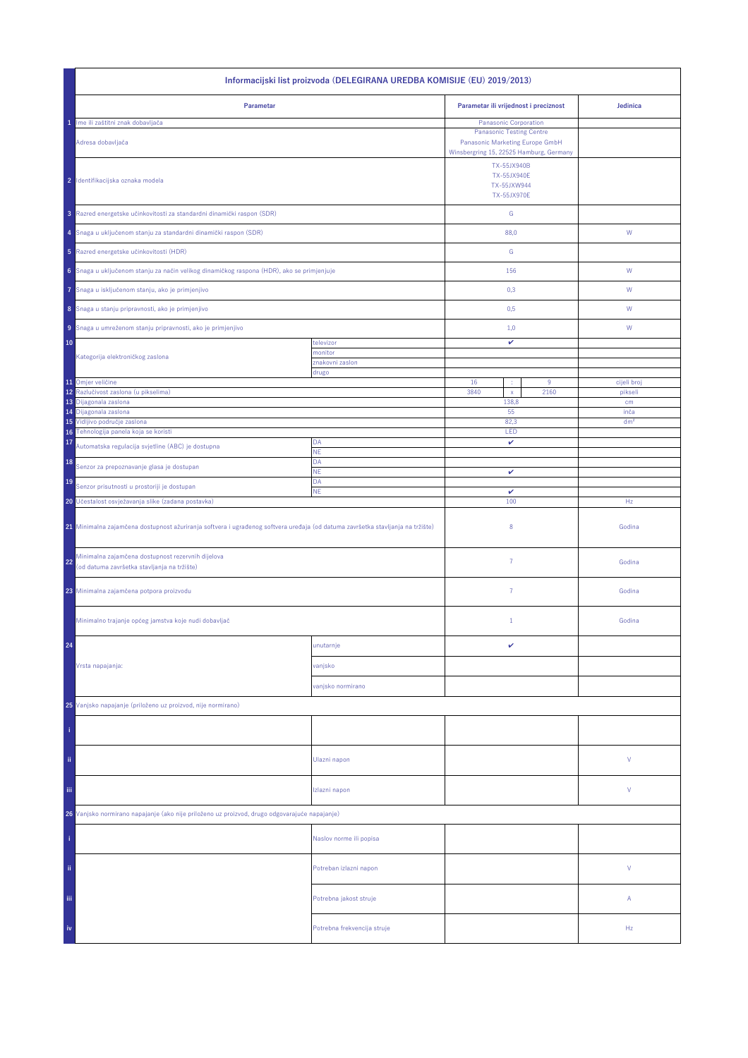| | Informacijski list proizvoda (DELEGIRANA UREDBA KOMISIJE (EU) 2019/2013) | | | | | |
|---|---|---|---|---|---|---|
| | **Parametar** | | **Parametar ili vrijednost i preciznost** | | | **Jedinica** |
| 1 | Ime ili zaštitni znak dobavljača | | Panasonic Corporation | | | |
| | Adresa dobavljača | | Panasonic Testing Centre<br>Panasonic Marketing Europe GmbH<br>Winsbergring 15, 22525 Hamburg, Germany | | | |
| 2 | Identifikacijska oznaka modela | | TX-55JX940B<br>TX-55JX940E<br>TX-55JXW944<br>TX-55JX970E | | | |
| 3 | Razred energetske učinkovitosti za standardni dinamički raspon (SDR) | | G | | | |
| 4 | Snaga u uključenom stanju za standardni dinamički raspon (SDR) | | 88,0 | | | W |
| 5 | Razred energetske učinkovitosti (HDR) | | G | | | |
| 6 | Snaga u uključenom stanju za način velikog dinamičkog raspona (HDR), ako se primjenjuje | | 156 | | | W |
| 7 | Snaga u isključenom stanju, ako je primjenjivo | | 0,3 | | | W |
| 8 | Snaga u stanju pripravnosti, ako je primjenjivo | | 0,5 | | | W |
| 9 | Snaga u umreženom stanju pripravnosti, ako je primjenjivo | | 1,0 | | | W |
| 10 | Kategorija elektroničkog zaslona | televizor | ✔ | | | |
| | | monitor | | | | |
| | | znakovni zaslon | | | | |
| | | drugo | | | | |
| 11 | Omjer veličine | | 16 | : | 9 | cijeli broj |
| 12 | Razlučivost zaslona (u pikselima) | | 3840 | x | 2160 | pikseli |
| 13 | Dijagonala zaslona | | 138,8 | | | cm |
| 14 | Dijagonala zaslona | | 55 | | | inča |
| 15 | Vidljivo područje zaslona | | 82,3 | | | dm² |
| 16 | Tehnologija panela koja se koristi | | LED | | | |
| 17 | Automatska regulacija svjetline (ABC) je dostupna | DA | ✔ | | | |
| | | NE | | | | |
| 18 | Senzor za prepoznavanje glasa je dostupan | DA | | | | |
| | | NE | ✔ | | | |
| 19 | Senzor prisutnosti u prostoriji je dostupan | DA | | | | |
| | | NE | ✔ | | | |
| 20 | Učestalost osvježavanja slike (zadana postavka) | | 100 | | | Hz |
| 21 | Minimalna zajamčena dostupnost ažuriranja softvera i ugrađenog softvera uređaja (od datuma završetka stavljanja na tržište) | | 8 | | | Godina |
| 22 | Minimalna zajamčena dostupnost rezervnih dijelova (od datuma završetka stavljanja na tržište) | | 7 | | | Godina |
| 23 | Minimalna zajamčena potpora proizvodu | | 7 | | | Godina |
| | Minimalno trajanje općeg jamstva koje nudi dobavljač | | 1 | | | Godina |
| 24 | Vrsta napajanja: | unutarnje | ✔ | | | |
| | | vanjsko | | | | |
| | | vanjsko normirano | | | | |
| 25 | Vanjsko napajanje (priloženo uz proizvod, nije normirano) | | | | | |
| i | | | | | | |
| ii | | Ulazni napon | | | | V |
| iii | | Izlazni napon | | | | V |
| 26 | Vanjsko normirano napajanje (ako nije priloženo uz proizvod, drugo odgovarajuće napajanje) | | | | | |
| i | | Naslov norme ili popisa | | | | |
| ii | | Potreban izlazni napon | | | | V |
| iii | | Potrebna jakost struje | | | | A |
| iv | | Potrebna frekvencija struje | | | | Hz |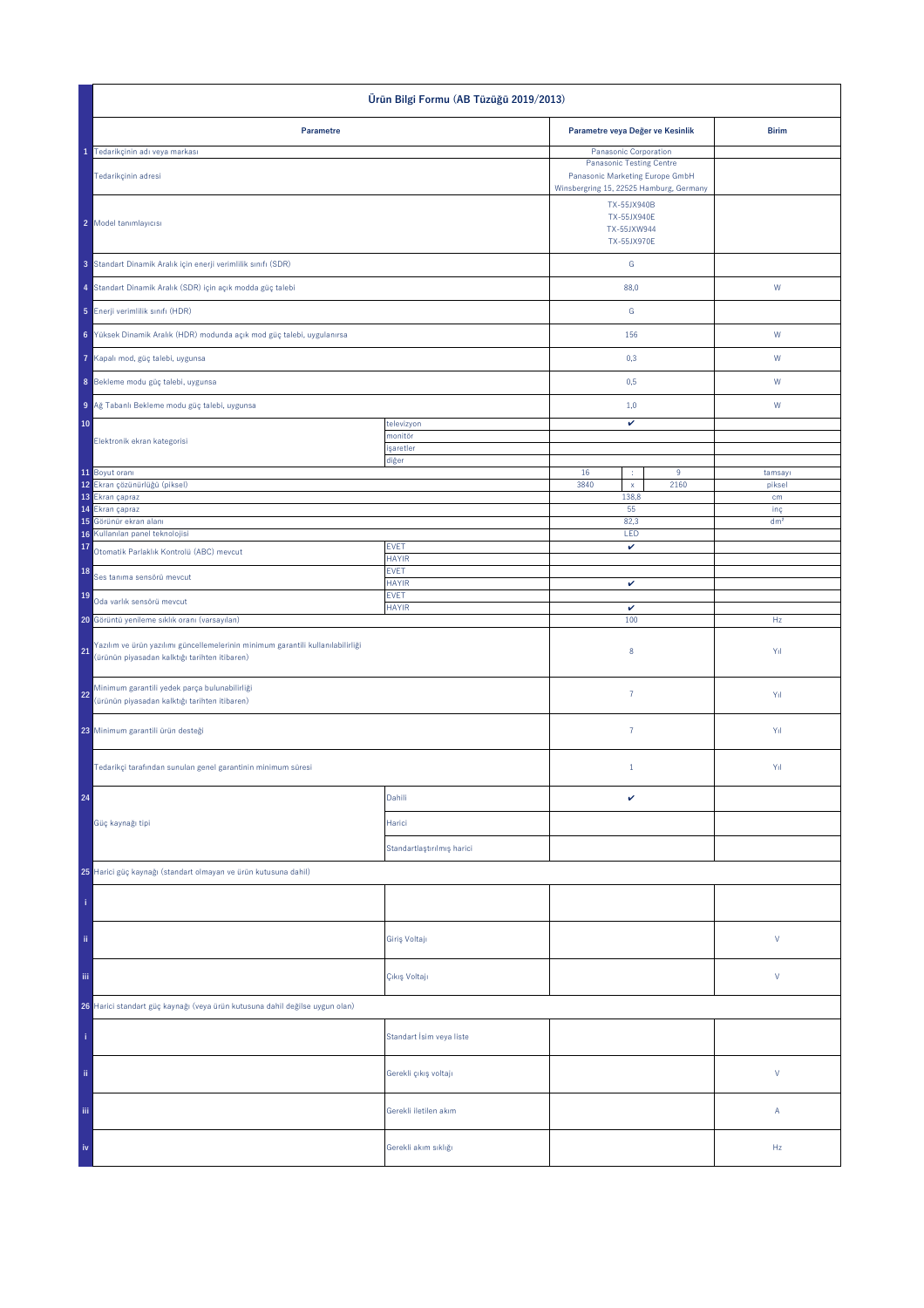| | Ürün Bilgi Formu (AB Tüzüğü 2019/2013) | | | | | |
|---|---|---|---|---|---|---|
| | **Parametre** | | **Parametre veya Değer ve Kesinlik** | | | **Birim** |
| 1 | Tedarikçinin adı veya markası | | Panasonic Corporation | | | |
| | Tedarikçinin adresi | | Panasonic Testing Centre<br>Panasonic Marketing Europe GmbH<br>Winsbergring 15, 22525 Hamburg, Germany | | | |
| 2 | Model tanımlayıcısı | | TX-55JX940B<br>TX-55JX940E<br>TX-55JXW944<br>TX-55JX970E | | | |
| 3 | Standart Dinamik Aralık için enerji verimlilik sınıfı (SDR) | | G | | | |
| 4 | Standart Dinamik Aralık (SDR) için açık modda güç talebi | | 88,0 | | | W |
| 5 | Enerji verimlilik sınıfı (HDR) | | G | | | |
| 6 | Yüksek Dinamik Aralık (HDR) modunda açık mod güç talebi, uygulanırsa | | 156 | | | W |
| 7 | Kapalı mod, güç talebi, uygunsa | | 0,3 | | | W |
| 8 | Bekleme modu güç talebi, uygunsa | | 0,5 | | | W |
| 9 | Ağ Tabanlı Bekleme modu güç talebi, uygunsa | | 1,0 | | | W |
| 10 | Elektronik ekran kategorisi | televizyon | ✔ | | | |
| | | monitör | | | | |
| | | işaretler | | | | |
| | | diğer | | | | |
| 11 | Boyut oranı | | 16 | : | 9 | tamsayı |
| 12 | Ekran çözünürlüğü (piksel) | | 3840 | x | 2160 | piksel |
| 13 | Ekran çapraz | | 138,8 | | | cm |
| 14 | Ekran çapraz | | 55 | | | inç |
| 15 | Görünür ekran alanı | | 82,3 | | | dm² |
| 16 | Kullanılan panel teknolojisi | | LED | | | |
| 17 | Otomatik Parlaklık Kontrolü (ABC) mevcut | EVET | ✔ | | | |
| | | HAYIR | | | | |
| 18 | Ses tanıma sensörü mevcut | EVET | | | | |
| | | HAYIR | ✔ | | | |
| 19 | Oda varlık sensörü mevcut | EVET | | | | |
| | | HAYIR | ✔ | | | |
| 20 | Görüntü yenileme sıklık oranı (varsayılan) | | 100 | | | Hz |
| 21 | Yazılım ve ürün yazılımı güncellemelerinin minimum garantili kullanılabilirliği (ürünün piyasadan kalktığı tarihten itibaren) | | 8 | | | Yıl |
| 22 | Minimum garantili yedek parça bulunabilirliği (ürünün piyasadan kalktığı tarihten itibaren) | | 7 | | | Yıl |
| 23 | Minimum garantili ürün desteği | | 7 | | | Yıl |
| | Tedarikçi tarafından sunulan genel garantinin minimum süresi | | 1 | | | Yıl |
| 24 | Güç kaynağı tipi | Dahili | ✔ | | | |
| | | Harici | | | | |
| | | Standartlaştırılmış harici | | | | |
| 25 | Harici güç kaynağı (standart olmayan ve ürün kutusuna dahil) | | | | | |
| i | | | | | | |
| ii | | Giriş Voltajı | | | | V |
| iii | | Çıkış Voltajı | | | | V |
| 26 | Harici standart güç kaynağı (veya ürün kutusuna dahil değilse uygun olan) | | | | | |
| i | | Standart İsim veya liste | | | | |
| ii | | Gerekli çıkış voltajı | | | | V |
| iii | | Gerekli iletilen akım | | | | A |
| iv | | Gerekli akım sıklığı | | | | Hz |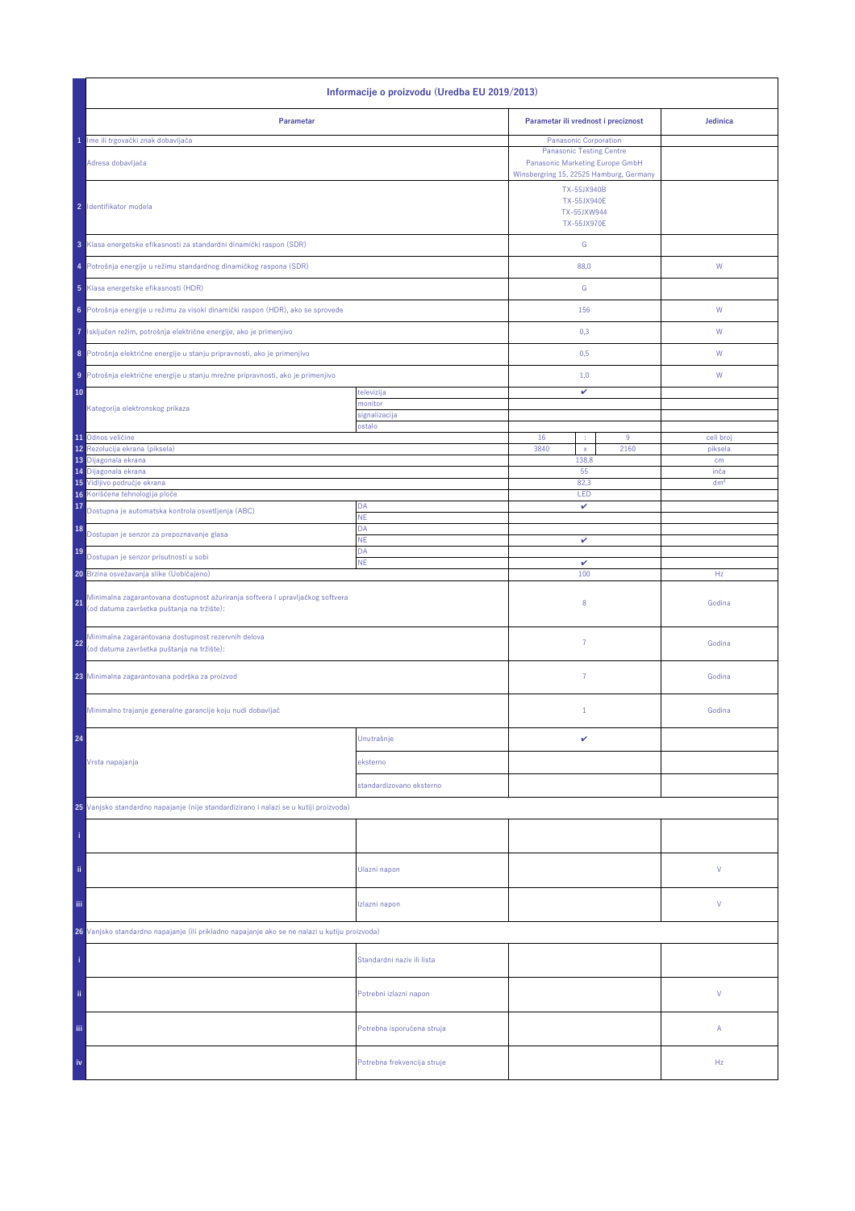| | Informacije o proizvodu (Uredba EU 2019/2013) | | | | | |
|---|---|---|---|---|---|---|
| | **Parametar** | | **Parametar ili vrednost i preciznost** | | | **Jedinica** |
| 1 | Ime ili trgovački znak dobavljača | | Panasonic Corporation | | | |
| | Adresa dobavljača | | Panasonic Testing Centre<br>Panasonic Marketing Europe GmbH<br>Winsbergring 15, 22525 Hamburg, Germany | | | |
| 2 | Identifikator modela | | TX-55JX940B<br>TX-55JX940E<br>TX-55JXW944<br>TX-55JX970E | | | |
| 3 | Klasa energetske efikasnosti za standardni dinamički raspon (SDR) | | G | | | |
| 4 | Potrošnja energije u režimu standardnog dinamičkog raspona (SDR) | | 88,0 | | | W |
| 5 | Klasa energetske efikasnosti (HDR) | | G | | | |
| 6 | Potrošnja energije u režimu za visoki dinamički raspon (HDR), ako se sprovede | | 156 | | | W |
| 7 | Isključen režim, potrošnja električne energije, ako je primenjivo | | 0,3 | | | W |
| 8 | Potrošnja električne energije u stanju pripravnosti, ako je primenjivo | | 0,5 | | | W |
| 9 | Potrošnja električne energije u stanju mrežne pripravnosti, ako je primenjivo | | 1,0 | | | W |
| 10 | Kategorija elektronskog prikaza | televizija | ✔ | | | |
| | | monitor | | | | |
| | | signalizacija | | | | |
| | | ostalo | | | | |
| 11 | Odnos veličine | | 16 | : | 9 | celi broj |
| 12 | Rezolucija ekrana (piksela) | | 3840 | x | 2160 | piksela |
| 13 | Dijagonala ekrana | | 138,8 | | | cm |
| 14 | Dijagonala ekrana | | 55 | | | inča |
| 15 | Vidljivo područje ekrana | | 82,3 | | | dm² |
| 16 | Korišćena tehnologija ploče | | LED | | | |
| 17 | Dostupna je automatska kontrola osvetljenja (ABC) | DA | ✔ | | | |
| | | NE | | | | |
| 18 | Dostupan je senzor za prepoznavanje glasa | DA | | | | |
| | | NE | ✔ | | | |
| 19 | Dostupan je senzor prisutnosti u sobi | DA | | | | |
| | | NE | ✔ | | | |
| 20 | Brzina osvežavanja slike (Uobičajeno) | | 100 | | | Hz |
| 21 | Minimalna zagarantovana dostupnost ažuriranja softvera i upravljačkog softvera (od datuma završetka puštanja na tržište): | | 8 | | | Godina |
| 22 | Minimalna zagarantovana dostupnost rezervnih delova (od datuma završetka puštanja na tržište): | | 7 | | | Godina |
| 23 | Minimalna zagarantovana podrška za proizvod | | 7 | | | Godina |
| | Minimalno trajanje generalne garancije koju nudi dobavljač | | 1 | | | Godina |
| 24 | Vrsta napajanja | Unutrašnje | ✔ | | | |
| | | eksterno | | | | |
| | | standardizovano eksterno | | | | |
| 25 | Vanjsko standardno napajanje (nije standardizirano i nalazi se u kutiji proizvoda) | | | | | |
| i | | | | | | |
| ii | | Ulazni napon | | | | V |
| iii | | Izlazni napon | | | | V |
| 26 | Vanjsko standardno napajanje (ili prikladno napajanje ako se ne nalazi u kutiju proizvoda) | | | | | |
| i | | Standardni naziv ili lista | | | | |
| ii | | Potrebni izlazni napon | | | | V |
| iii | | Potrebna isporučena struja | | | | A |
| iv | | Potrebna frekvencija struje | | | | Hz |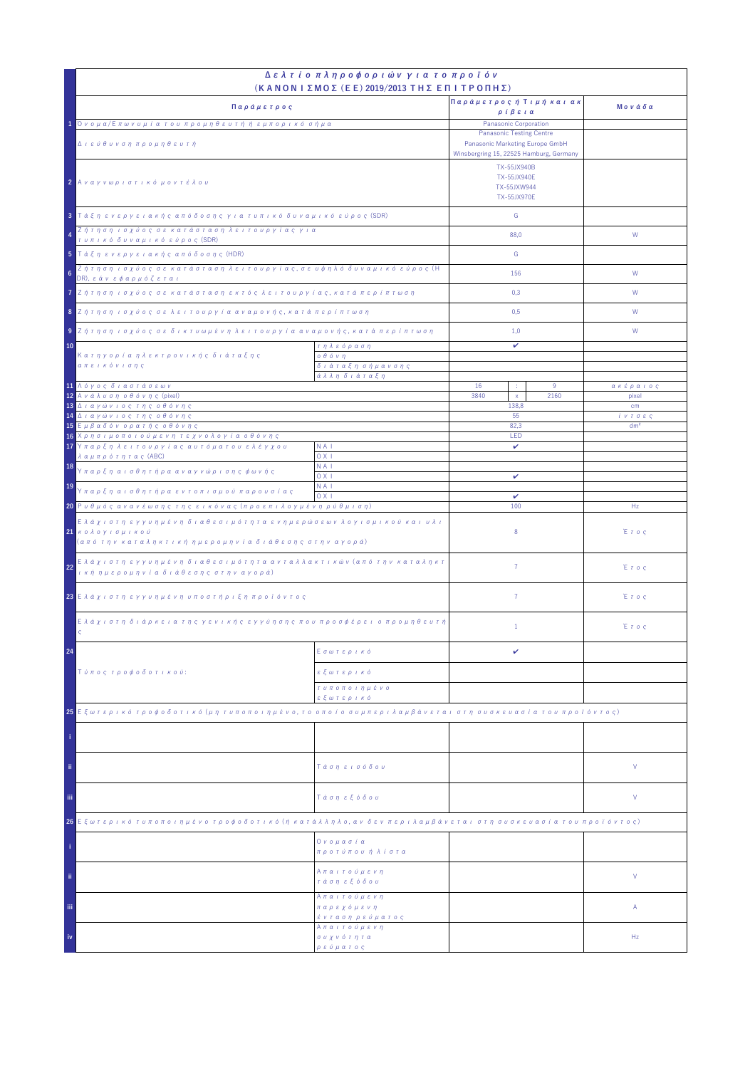# Δελτίο πληροφοριών για το προϊόν
## (ΚΑΝΟΝΙΣΜΟΣ (ΕΕ) 2019/2013 ΤΗΣ ΕΠΙΤΡΟΠΗΣ)

| | Παράμετρος | | Παράμετρος ή Τιμή και ακρίβεια | | | Μονάδα |
|---|---|---|---|---|---|---|
| 1 | Ονομα/Επωνυμία του προμηθευτή ή εμπορικό σήμα | | Panasonic Corporation | | | |
| | Διεύθυνση προμηθευτή | | Panasonic Testing Centre Panasonic Marketing Europe GmbH Winsbergring 15, 22525 Hamburg, Germany | | | |
| 2 | Αναγνωριστικό μοντέλου | | TX-55JX940B TX-55JX940E TX-55JXW944 TX-55JX970E | | | |
| 3 | Τάξη ενεργειακής απόδοσης για τυπικό δυναμικό εύρος (SDR) | | G | | | |
| 4 | Ζήτηση ισχύος σε κατάσταση λειτουργίας για τυπικό δυναμικό εύρος (SDR) | | 88,0 | | | W |
| 5 | Τάξη ενεργειακής απόδοσης (HDR) | | G | | | |
| 6 | Ζήτηση ισχύος σε κατάσταση λειτουργίας, σε υψηλό δυναμικό εύρος (HDR), εάν εφαρμόζεται | | 156 | | | W |
| 7 | Ζήτηση ισχύος σε κατάσταση εκτός λειτουργίας, κατά περίπτωση | | 0,3 | | | W |
| 8 | Ζήτηση ισχύος σε λειτουργία αναμονής, κατά περίπτωση | | 0,5 | | | W |
| 9 | Ζήτηση ισχύος σε δικτυωμένη λειτουργία αναμονής, κατά περίπτωση | | 1,0 | | | W |
| 10 | Κατηγορία ηλεκτρονικής διάταξης απεικόνισης | τηλεόραση | ✔ | | | |
| | | οθόνη | | | | |
| | | διάταξη σήμανσης | | | | |
| | | άλλη διάταξη | | | | |
| 11 | Λόγος διαστάσεων | | 16 | : | 9 | ακέραιος |
| 12 | Ανάλυση οθόνης (pixel) | | 3840 | x | 2160 | pixel |
| 13 | Διαγώνιος της οθόνης | | 138,8 | | | cm |
| 14 | Διαγώνιος της οθόνης | | 55 | | | ίντσες |
| 15 | Εμβαδόν ορατής οθόνης | | 82,3 | | | dm² |
| 16 | Χρησιμοποιούμενη τεχνολογία οθόνης | | LED | | | |
| 17 | Υπαρξη λειτουργίας αυτόματου ελέγχου λαμπρότητας (ABC) | ΝΑΙ | ✔ | | | |
| | | ΟΧΙ | | | | |
| 18 | Υπαρξη αισθητήρα αναγνώρισης φωνής | ΝΑΙ | | | | |
| | | ΟΧΙ | ✔ | | | |
| 19 | Υπαρξη αισθητήρα εντοπισμού παρουσίας | ΝΑΙ | | | | |
| | | ΟΧΙ | ✔ | | | |
| 20 | Ρυθμός ανανέωσης της εικόνας (προεπιλογμένη ρύθμιση) | | 100 | | | Hz |
| 21 | Ελάχιστη εγγυημένη διαθεσιμότητα ενημερώσεων λογισμικού και υλικολογισμικού (από την καταληκτική ημερομηνία διάθεσης στην αγορά) | | 8 | | | Έτος |
| 22 | Ελάχιστη εγγυημένη διαθεσιμότητα ανταλλακτικών (από την καταληκτική ημερομηνία διάθεσης στην αγορά) | | 7 | | | Έτος |
| 23 | Ελάχιστη εγγυημένη υποστήριξη προϊόντος | | 7 | | | Έτος |
| | Ελάχιστη διάρκεια της γενικής εγγύησης που προσφέρει ο προμηθευτής | | 1 | | | Έτος |
| 24 | Τύπος τροφοδοτικού: | Εσωτερικό | ✔ | | | |
| | | εξωτερικό | | | | |
| | | τυποποιημένο εξωτερικό | | | | |
| 25 | Εξωτερικό τροφοδοτικό (μη τυποποιημένο, το οποίο συμπεριλαμβάνεται στη συσκευασία του προϊόντος) | | | | | |
| i | | | | | | |
| ii | | Τάση εισόδου | | | | V |
| iii | | Τάση εξόδου | | | | V |
| 26 | Εξωτερικό τυποποιημένο τροφοδοτικό (ή κατάλληλο, αν δεν περιλαμβάνεται στη συσκευασία του προϊόντος) | | | | | |
| i | | Ονομασία προτύπου ή λίστα | | | | |
| ii | | Απαιτούμενη τάση εξόδου | | | | V |
| iii | | Απαιτούμενη παρεχόμενη ένταση ρεύματος | | | | A |
| iv | | Απαιτούμενη συχνότητα ρεύματος | | | | Hz |